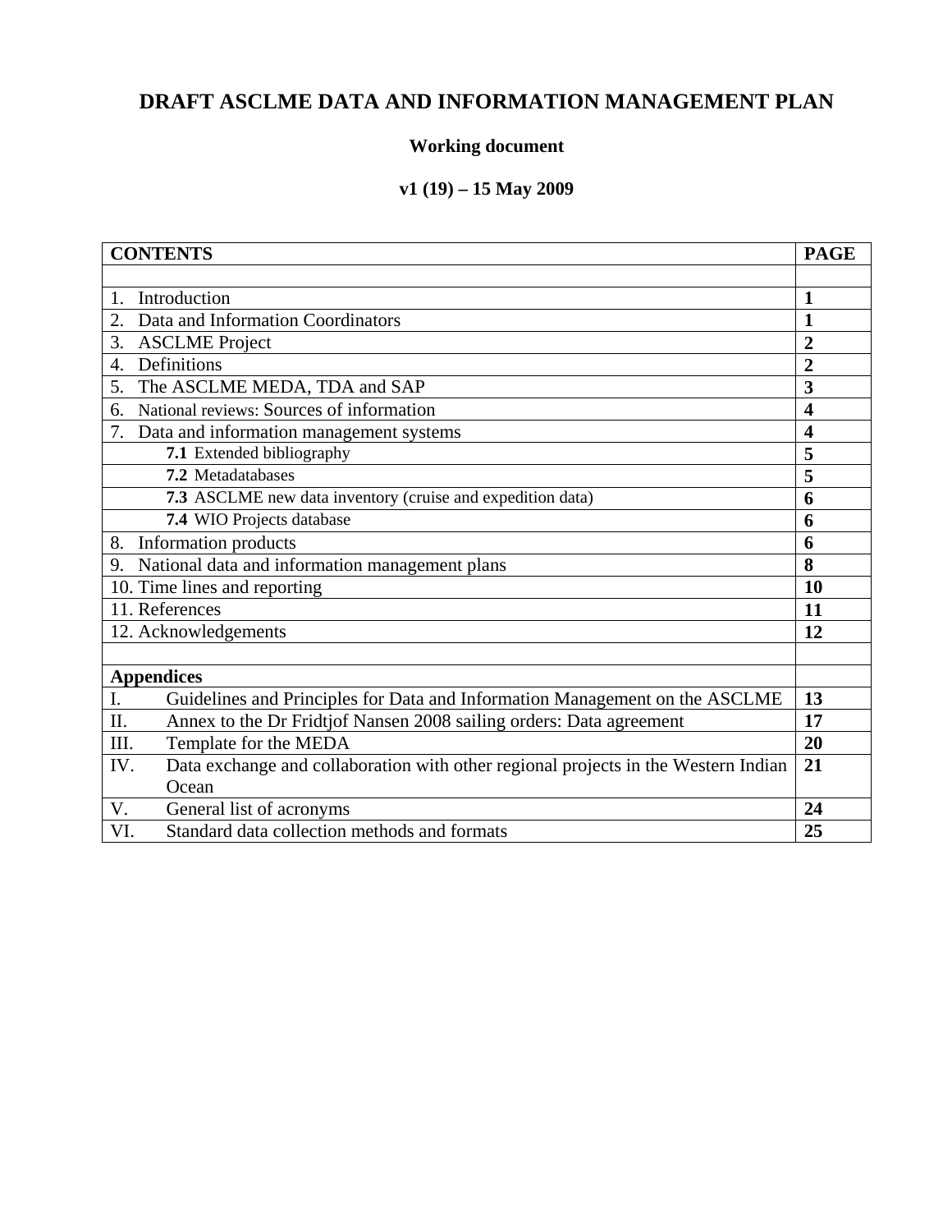# DRAFT ASCLME DATA AND INFORMATION MANAGEMENT PLAN

**Working document**

**v1 (19) – 15 May 2009**

| CONTENTS | PAGE |
|---|---|
| | |
| 1. Introduction | **1** |
| 2. Data and Information Coordinators | **1** |
| 3. ASCLME Project | **2** |
| 4. Definitions | **2** |
| 5. The ASCLME MEDA, TDA and SAP | **3** |
| 6. National reviews: Sources of information | **4** |
| 7. Data and information management systems | **4** |
| **7.1** Extended bibliography | **5** |
| **7.2** Metadatabases | **5** |
| **7.3** ASCLME new data inventory (cruise and expedition data) | **6** |
| **7.4** WIO Projects database | **6** |
| 8. Information products | **6** |
| 9. National data and information management plans | **8** |
| 10. Time lines and reporting | **10** |
| 11. References | **11** |
| 12. Acknowledgements | **12** |
| | |
| **Appendices** | |
| I. Guidelines and Principles for Data and Information Management on the ASCLME | **13** |
| II. Annex to the Dr Fridtjof Nansen 2008 sailing orders: Data agreement | **17** |
| III. Template for the MEDA | **20** |
| IV. Data exchange and collaboration with other regional projects in the Western Indian Ocean | **21** |
| V. General list of acronyms | **24** |
| VI. Standard data collection methods and formats | **25** |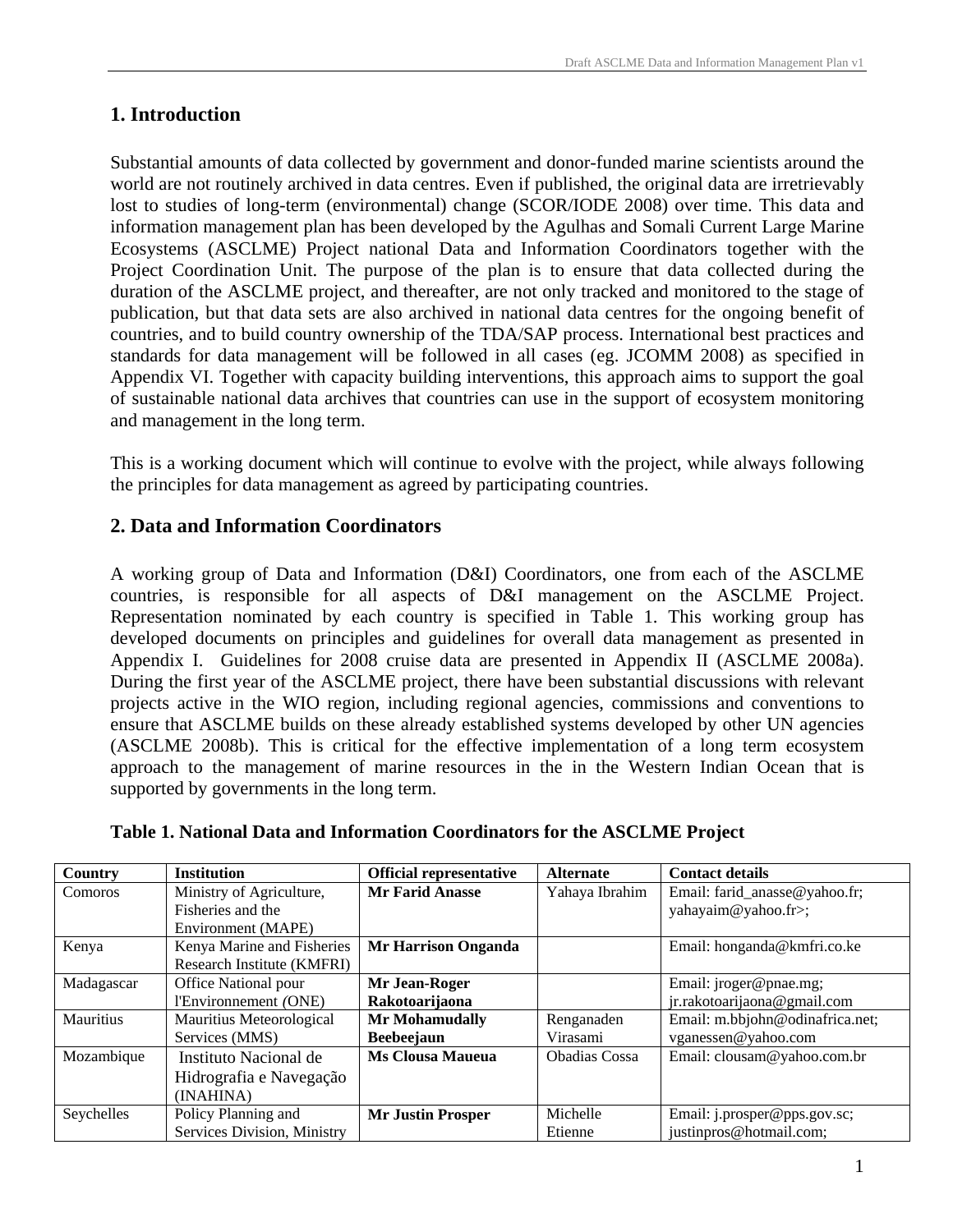## 1. Introduction

Substantial amounts of data collected by government and donor-funded marine scientists around the world are not routinely archived in data centres. Even if published, the original data are irretrievably lost to studies of long-term (environmental) change (SCOR/IODE 2008) over time. This data and information management plan has been developed by the Agulhas and Somali Current Large Marine Ecosystems (ASCLME) Project national Data and Information Coordinators together with the Project Coordination Unit. The purpose of the plan is to ensure that data collected during the duration of the ASCLME project, and thereafter, are not only tracked and monitored to the stage of publication, but that data sets are also archived in national data centres for the ongoing benefit of countries, and to build country ownership of the TDA/SAP process. International best practices and standards for data management will be followed in all cases (eg. JCOMM 2008) as specified in Appendix VI. Together with capacity building interventions, this approach aims to support the goal of sustainable national data archives that countries can use in the support of ecosystem monitoring and management in the long term.

This is a working document which will continue to evolve with the project, while always following the principles for data management as agreed by participating countries.

## 2. Data and Information Coordinators

A working group of Data and Information (D&I) Coordinators, one from each of the ASCLME countries, is responsible for all aspects of D&I management on the ASCLME Project. Representation nominated by each country is specified in Table 1. This working group has developed documents on principles and guidelines for overall data management as presented in Appendix I. Guidelines for 2008 cruise data are presented in Appendix II (ASCLME 2008a). During the first year of the ASCLME project, there have been substantial discussions with relevant projects active in the WIO region, including regional agencies, commissions and conventions to ensure that ASCLME builds on these already established systems developed by other UN agencies (ASCLME 2008b). This is critical for the effective implementation of a long term ecosystem approach to the management of marine resources in the in the Western Indian Ocean that is supported by governments in the long term.

**Table 1. National Data and Information Coordinators for the ASCLME Project**

| Country | Institution | Official representative | Alternate | Contact details |
|---|---|---|---|---|
| Comoros | Ministry of Agriculture, Fisheries and the Environment (MAPE) | **Mr Farid Anasse** | Yahaya Ibrahim | Email: farid_anasse@yahoo.fr; yahayaim@yahoo.fr>; |
| Kenya | Kenya Marine and Fisheries Research Institute (KMFRI) | **Mr Harrison Onganda** | | Email: honganda@kmfri.co.ke |
| Madagascar | Office National pour l'Environnement (ONE) | **Mr Jean-Roger Rakotoarijaona** | | Email: jroger@pnae.mg; jr.rakotoarijaona@gmail.com |
| Mauritius | Mauritius Meteorological Services (MMS) | **Mr Mohamudally Beebeejaun** | Renganaden Virasami | Email: m.bbjohn@odinafrica.net; vganessen@yahoo.com |
| Mozambique | Instituto Nacional de Hidrografia e Navegação (INAHINA) | **Ms Clousa Maueua** | Obadias Cossa | Email: clousam@yahoo.com.br |
| Seychelles | Policy Planning and Services Division, Ministry | **Mr Justin Prosper** | Michelle Etienne | Email: j.prosper@pps.gov.sc; justinpros@hotmail.com; |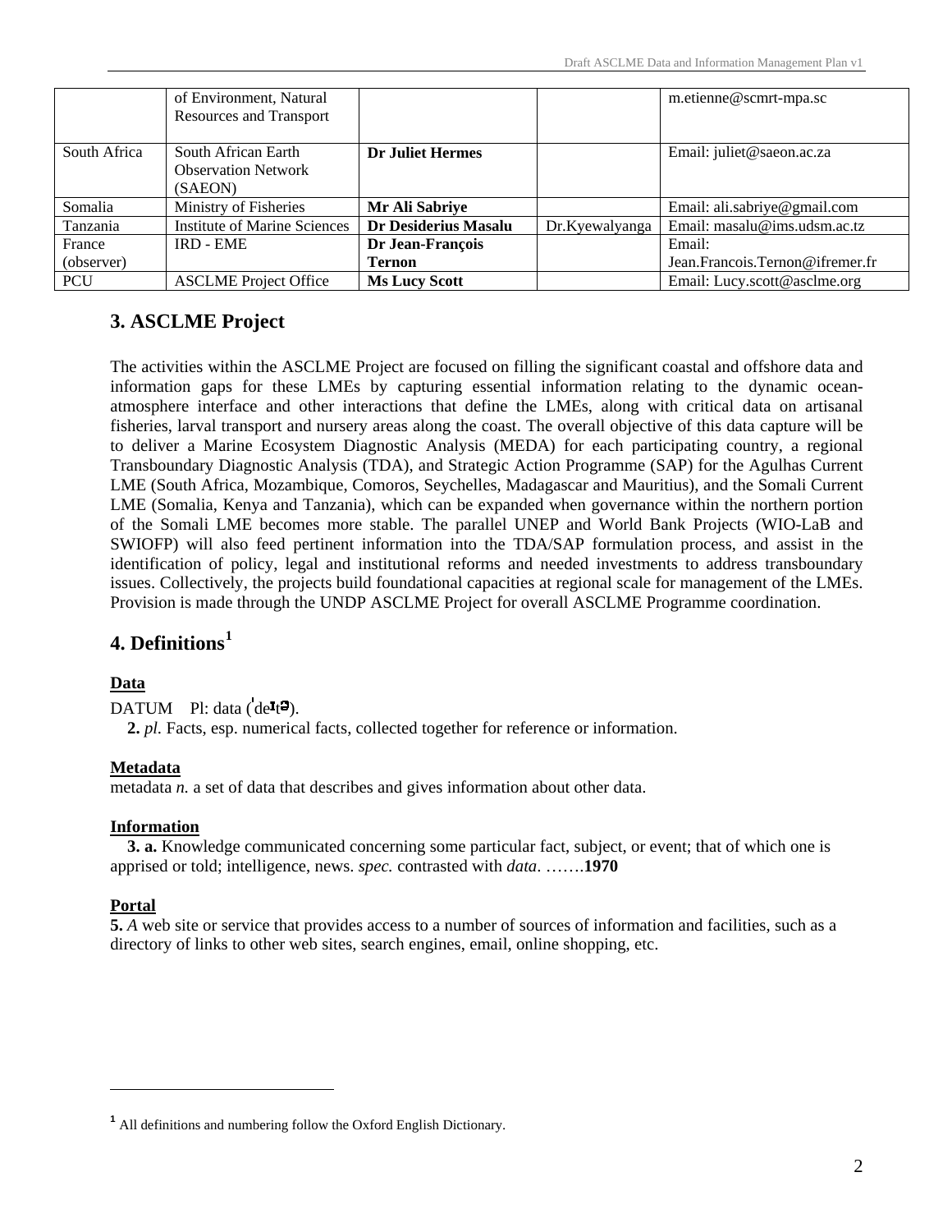| | | | | |
|---|---|---|---|---|
| | of Environment, Natural Resources and Transport | | | m.etienne@scmrt-mpa.sc |
| South Africa | South African Earth Observation Network (SAEON) | **Dr Juliet Hermes** | | Email: juliet@saeon.ac.za |
| Somalia | Ministry of Fisheries | **Mr Ali Sabriye** | | Email: ali.sabriye@gmail.com |
| Tanzania | Institute of Marine Sciences | **Dr Desiderius Masalu** | Dr.Kyewalyanga | Email: masalu@ims.udsm.ac.tz |
| France (observer) | IRD - EME | **Dr Jean-François Ternon** | | Email: Jean.Francois.Ternon@ifremer.fr |
| PCU | ASCLME Project Office | **Ms Lucy Scott** | | Email: Lucy.scott@asclme.org |

## 3. ASCLME Project

The activities within the ASCLME Project are focused on filling the significant coastal and offshore data and information gaps for these LMEs by capturing essential information relating to the dynamic ocean-atmosphere interface and other interactions that define the LMEs, along with critical data on artisanal fisheries, larval transport and nursery areas along the coast. The overall objective of this data capture will be to deliver a Marine Ecosystem Diagnostic Analysis (MEDA) for each participating country, a regional Transboundary Diagnostic Analysis (TDA), and Strategic Action Programme (SAP) for the Agulhas Current LME (South Africa, Mozambique, Comoros, Seychelles, Madagascar and Mauritius), and the Somali Current LME (Somalia, Kenya and Tanzania), which can be expanded when governance within the northern portion of the Somali LME becomes more stable. The parallel UNEP and World Bank Projects (WIO-LaB and SWIOFP) will also feed pertinent information into the TDA/SAP formulation process, and assist in the identification of policy, legal and institutional reforms and needed investments to address transboundary issues. Collectively, the projects build foundational capacities at regional scale for management of the LMEs. Provision is made through the UNDP ASCLME Project for overall ASCLME Programme coordination.

## 4. Definitions[1]

**Data**

DATUM Pl: data (ˈdeɪtə).

**2.** *pl.* Facts, esp. numerical facts, collected together for reference or information.

**Metadata**

metadata *n.* a set of data that describes and gives information about other data.

**Information**

**3. a.** Knowledge communicated concerning some particular fact, subject, or event; that of which one is apprised or told; intelligence, news. *spec.* contrasted with *data*. …….**1970**

**Portal**

**5.** *A* web site or service that provides access to a number of sources of information and facilities, such as a directory of links to other web sites, search engines, email, online shopping, etc.

---

[1] All definitions and numbering follow the Oxford English Dictionary.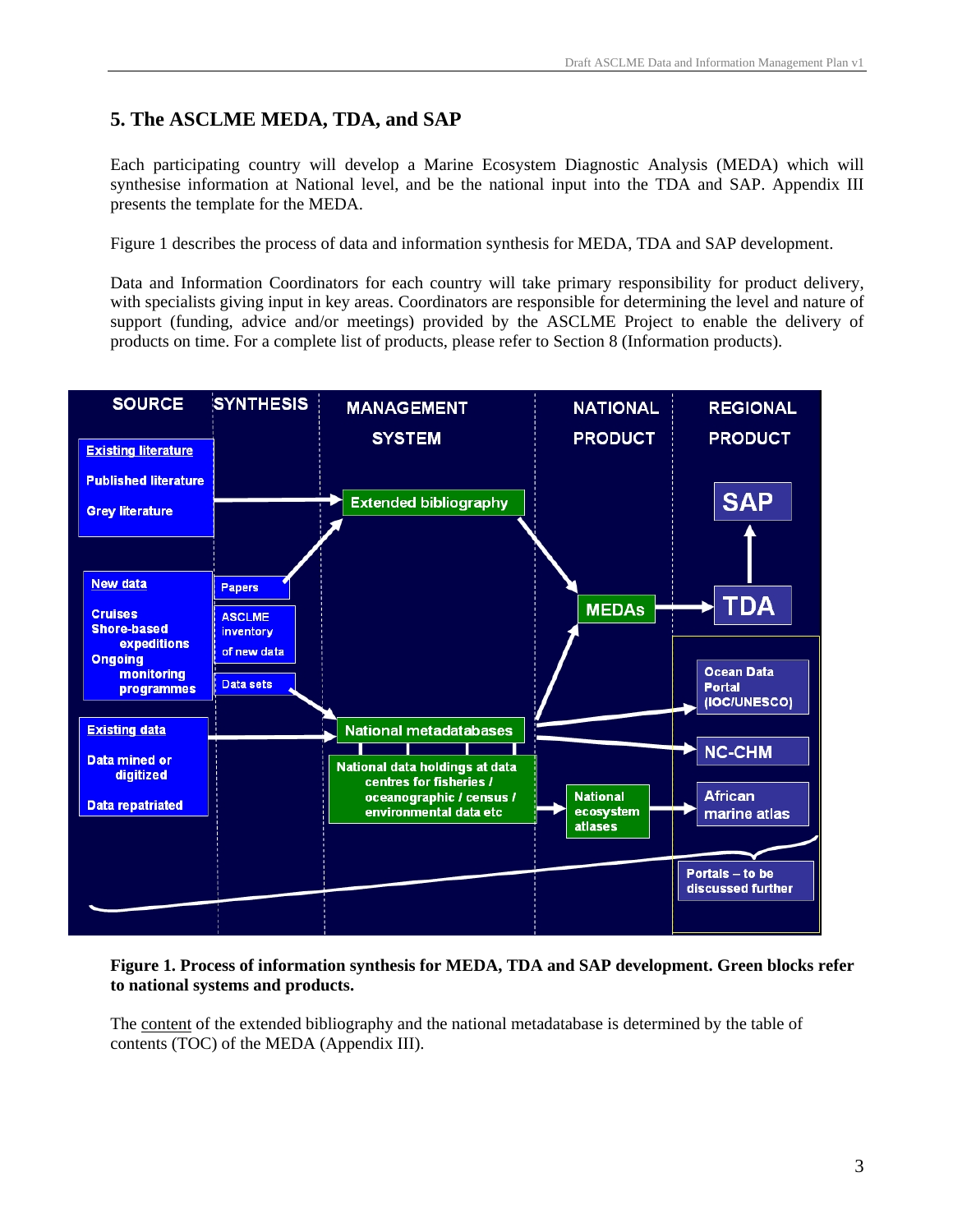## 5. The ASCLME MEDA, TDA, and SAP

Each participating country will develop a Marine Ecosystem Diagnostic Analysis (MEDA) which will synthesise information at National level, and be the national input into the TDA and SAP. Appendix III presents the template for the MEDA.

Figure 1 describes the process of data and information synthesis for MEDA, TDA and SAP development.

Data and Information Coordinators for each country will take primary responsibility for product delivery, with specialists giving input in key areas. Coordinators are responsible for determining the level and nature of support (funding, advice and/or meetings) provided by the ASCLME Project to enable the delivery of products on time. For a complete list of products, please refer to Section 8 (Information products).

SOURCE
SYNTHESIS
MANAGEMENT SYSTEM
NATIONAL PRODUCT
REGIONAL PRODUCT

Existing literature
Published literature
Grey literature

Extended bibliography

SAP

New data
Cruises
Shore-based expeditions
Ongoing monitoring programmes

Papers
ASCLME inventory of new data
Data sets

MEDAs

TDA

Ocean Data Portal (IOC/UNESCO)

Existing data
Data mined or digitized
Data repatriated

National metadatabases

NC-CHM

National data holdings at data centres for fisheries / oceanographic / census / environmental data etc

National ecosystem atlases

African marine atlas

Portals – to be discussed further

**Figure 1. Process of information synthesis for MEDA, TDA and SAP development. Green blocks refer to national systems and products.**

The content of the extended bibliography and the national metadatabase is determined by the table of contents (TOC) of the MEDA (Appendix III).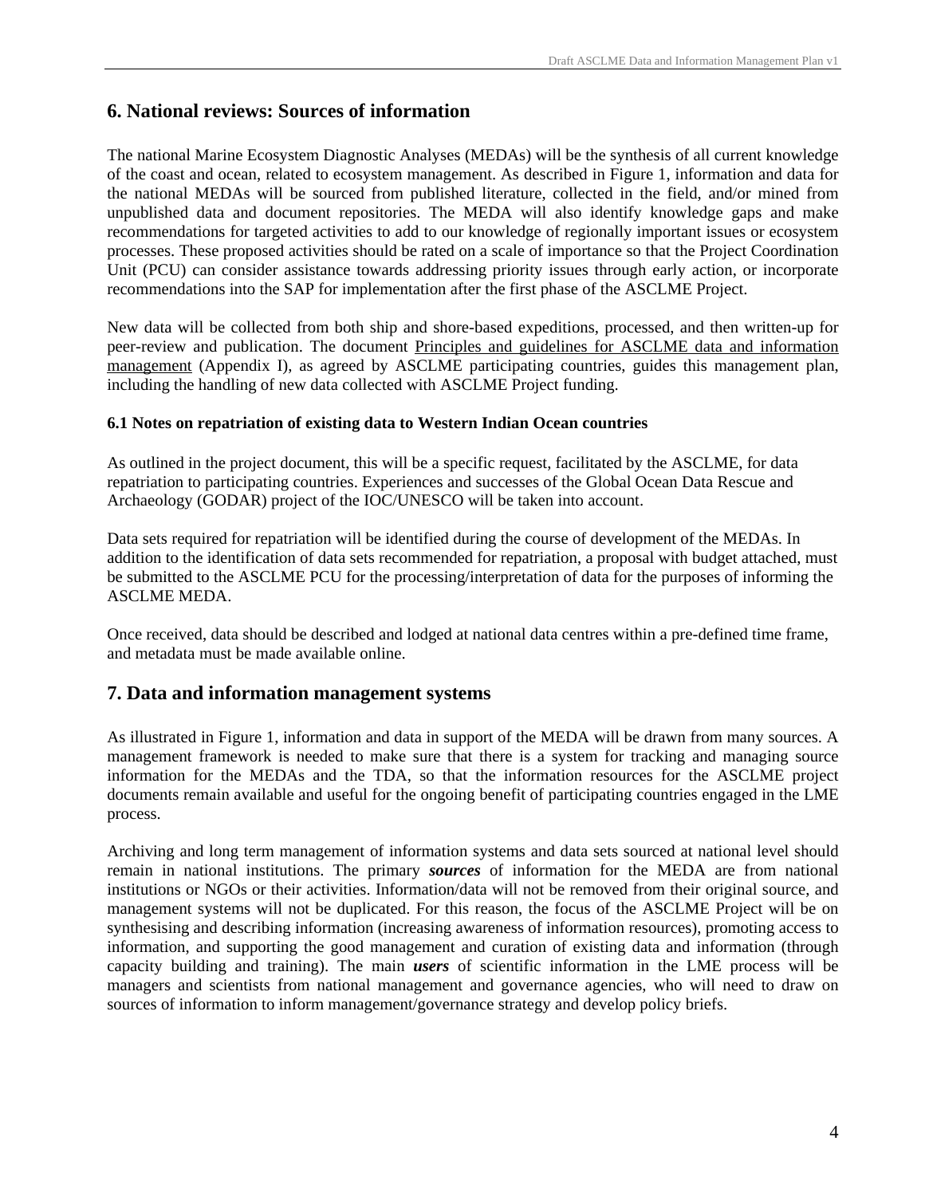## 6. National reviews: Sources of information

The national Marine Ecosystem Diagnostic Analyses (MEDAs) will be the synthesis of all current knowledge of the coast and ocean, related to ecosystem management. As described in Figure 1, information and data for the national MEDAs will be sourced from published literature, collected in the field, and/or mined from unpublished data and document repositories. The MEDA will also identify knowledge gaps and make recommendations for targeted activities to add to our knowledge of regionally important issues or ecosystem processes. These proposed activities should be rated on a scale of importance so that the Project Coordination Unit (PCU) can consider assistance towards addressing priority issues through early action, or incorporate recommendations into the SAP for implementation after the first phase of the ASCLME Project.

New data will be collected from both ship and shore-based expeditions, processed, and then written-up for peer-review and publication. The document Principles and guidelines for ASCLME data and information management (Appendix I), as agreed by ASCLME participating countries, guides this management plan, including the handling of new data collected with ASCLME Project funding.

### 6.1 Notes on repatriation of existing data to Western Indian Ocean countries

As outlined in the project document, this will be a specific request, facilitated by the ASCLME, for data repatriation to participating countries. Experiences and successes of the Global Ocean Data Rescue and Archaeology (GODAR) project of the IOC/UNESCO will be taken into account.

Data sets required for repatriation will be identified during the course of development of the MEDAs. In addition to the identification of data sets recommended for repatriation, a proposal with budget attached, must be submitted to the ASCLME PCU for the processing/interpretation of data for the purposes of informing the ASCLME MEDA.

Once received, data should be described and lodged at national data centres within a pre-defined time frame, and metadata must be made available online.

## 7. Data and information management systems

As illustrated in Figure 1, information and data in support of the MEDA will be drawn from many sources. A management framework is needed to make sure that there is a system for tracking and managing source information for the MEDAs and the TDA, so that the information resources for the ASCLME project documents remain available and useful for the ongoing benefit of participating countries engaged in the LME process.

Archiving and long term management of information systems and data sets sourced at national level should remain in national institutions. The primary ***sources*** of information for the MEDA are from national institutions or NGOs or their activities. Information/data will not be removed from their original source, and management systems will not be duplicated. For this reason, the focus of the ASCLME Project will be on synthesising and describing information (increasing awareness of information resources), promoting access to information, and supporting the good management and curation of existing data and information (through capacity building and training). The main ***users*** of scientific information in the LME process will be managers and scientists from national management and governance agencies, who will need to draw on sources of information to inform management/governance strategy and develop policy briefs.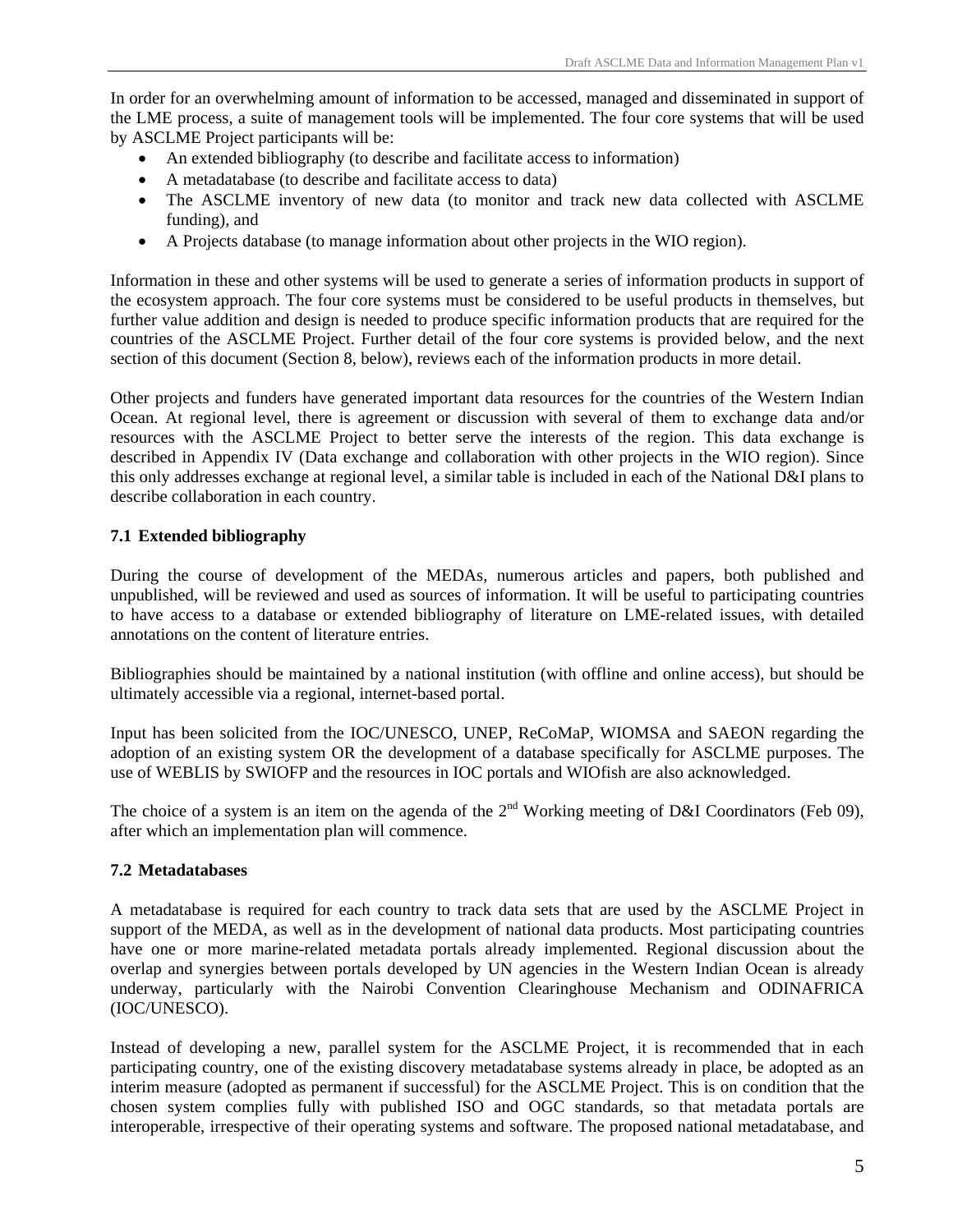In order for an overwhelming amount of information to be accessed, managed and disseminated in support of the LME process, a suite of management tools will be implemented. The four core systems that will be used by ASCLME Project participants will be:

- An extended bibliography (to describe and facilitate access to information)
- A metadatabase (to describe and facilitate access to data)
- The ASCLME inventory of new data (to monitor and track new data collected with ASCLME funding), and
- A Projects database (to manage information about other projects in the WIO region).

Information in these and other systems will be used to generate a series of information products in support of the ecosystem approach. The four core systems must be considered to be useful products in themselves, but further value addition and design is needed to produce specific information products that are required for the countries of the ASCLME Project. Further detail of the four core systems is provided below, and the next section of this document (Section 8, below), reviews each of the information products in more detail.

Other projects and funders have generated important data resources for the countries of the Western Indian Ocean. At regional level, there is agreement or discussion with several of them to exchange data and/or resources with the ASCLME Project to better serve the interests of the region. This data exchange is described in Appendix IV (Data exchange and collaboration with other projects in the WIO region). Since this only addresses exchange at regional level, a similar table is included in each of the National D&I plans to describe collaboration in each country.

### 7.1 Extended bibliography

During the course of development of the MEDAs, numerous articles and papers, both published and unpublished, will be reviewed and used as sources of information. It will be useful to participating countries to have access to a database or extended bibliography of literature on LME-related issues, with detailed annotations on the content of literature entries.

Bibliographies should be maintained by a national institution (with offline and online access), but should be ultimately accessible via a regional, internet-based portal.

Input has been solicited from the IOC/UNESCO, UNEP, ReCoMaP, WIOMSA and SAEON regarding the adoption of an existing system OR the development of a database specifically for ASCLME purposes. The use of WEBLIS by SWIOFP and the resources in IOC portals and WIOfish are also acknowledged.

The choice of a system is an item on the agenda of the 2nd Working meeting of D&I Coordinators (Feb 09), after which an implementation plan will commence.

### 7.2 Metadatabases

A metadatabase is required for each country to track data sets that are used by the ASCLME Project in support of the MEDA, as well as in the development of national data products. Most participating countries have one or more marine-related metadata portals already implemented. Regional discussion about the overlap and synergies between portals developed by UN agencies in the Western Indian Ocean is already underway, particularly with the Nairobi Convention Clearinghouse Mechanism and ODINAFRICA (IOC/UNESCO).

Instead of developing a new, parallel system for the ASCLME Project, it is recommended that in each participating country, one of the existing discovery metadatabase systems already in place, be adopted as an interim measure (adopted as permanent if successful) for the ASCLME Project. This is on condition that the chosen system complies fully with published ISO and OGC standards, so that metadata portals are interoperable, irrespective of their operating systems and software. The proposed national metadatabase, and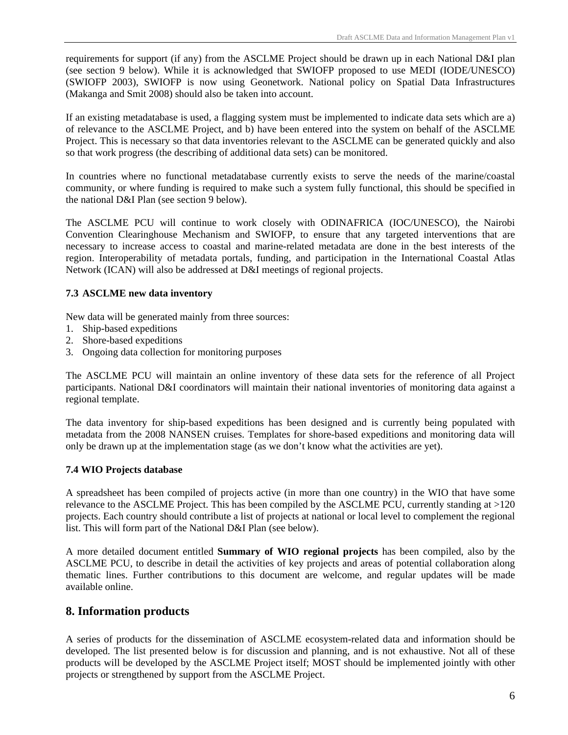requirements for support (if any) from the ASCLME Project should be drawn up in each National D&I plan (see section 9 below). While it is acknowledged that SWIOFP proposed to use MEDI (IODE/UNESCO) (SWIOFP 2003), SWIOFP is now using Geonetwork. National policy on Spatial Data Infrastructures (Makanga and Smit 2008) should also be taken into account.

If an existing metadatabase is used, a flagging system must be implemented to indicate data sets which are a) of relevance to the ASCLME Project, and b) have been entered into the system on behalf of the ASCLME Project. This is necessary so that data inventories relevant to the ASCLME can be generated quickly and also so that work progress (the describing of additional data sets) can be monitored.

In countries where no functional metadatabase currently exists to serve the needs of the marine/coastal community, or where funding is required to make such a system fully functional, this should be specified in the national D&I Plan (see section 9 below).

The ASCLME PCU will continue to work closely with ODINAFRICA (IOC/UNESCO), the Nairobi Convention Clearinghouse Mechanism and SWIOFP, to ensure that any targeted interventions that are necessary to increase access to coastal and marine-related metadata are done in the best interests of the region. Interoperability of metadata portals, funding, and participation in the International Coastal Atlas Network (ICAN) will also be addressed at D&I meetings of regional projects.

### 7.3 ASCLME new data inventory

New data will be generated mainly from three sources:

1. Ship-based expeditions
2. Shore-based expeditions
3. Ongoing data collection for monitoring purposes

The ASCLME PCU will maintain an online inventory of these data sets for the reference of all Project participants. National D&I coordinators will maintain their national inventories of monitoring data against a regional template.

The data inventory for ship-based expeditions has been designed and is currently being populated with metadata from the 2008 NANSEN cruises. Templates for shore-based expeditions and monitoring data will only be drawn up at the implementation stage (as we don't know what the activities are yet).

### 7.4 WIO Projects database

A spreadsheet has been compiled of projects active (in more than one country) in the WIO that have some relevance to the ASCLME Project. This has been compiled by the ASCLME PCU, currently standing at >120 projects. Each country should contribute a list of projects at national or local level to complement the regional list. This will form part of the National D&I Plan (see below).

A more detailed document entitled **Summary of WIO regional projects** has been compiled, also by the ASCLME PCU, to describe in detail the activities of key projects and areas of potential collaboration along thematic lines. Further contributions to this document are welcome, and regular updates will be made available online.

## 8. Information products

A series of products for the dissemination of ASCLME ecosystem-related data and information should be developed. The list presented below is for discussion and planning, and is not exhaustive. Not all of these products will be developed by the ASCLME Project itself; MOST should be implemented jointly with other projects or strengthened by support from the ASCLME Project.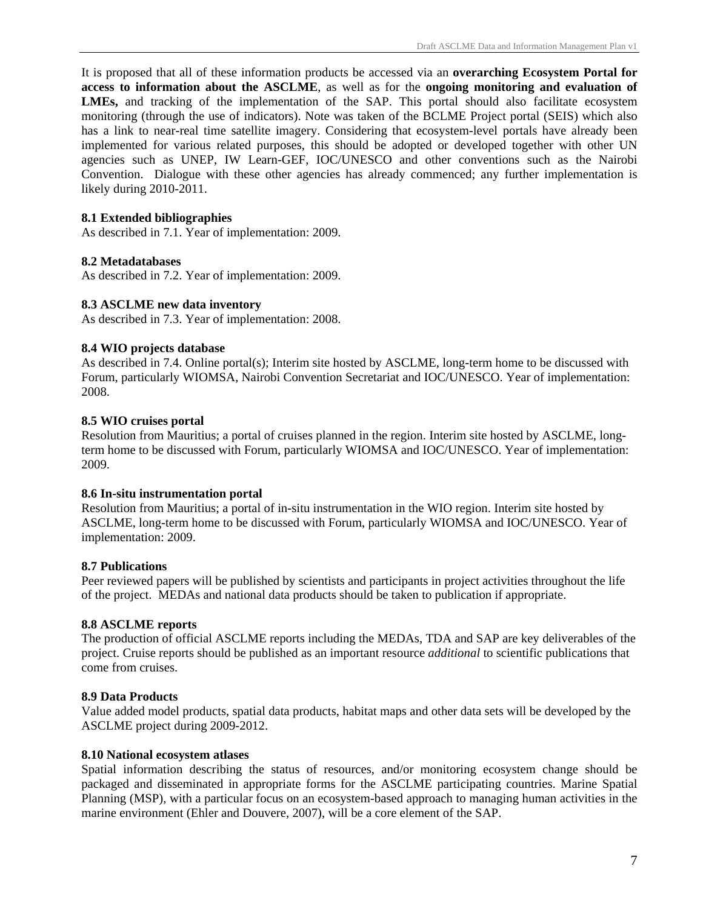It is proposed that all of these information products be accessed via an **overarching Ecosystem Portal for access to information about the ASCLME**, as well as for the **ongoing monitoring and evaluation of LMEs,** and tracking of the implementation of the SAP. This portal should also facilitate ecosystem monitoring (through the use of indicators). Note was taken of the BCLME Project portal (SEIS) which also has a link to near-real time satellite imagery. Considering that ecosystem-level portals have already been implemented for various related purposes, this should be adopted or developed together with other UN agencies such as UNEP, IW Learn-GEF, IOC/UNESCO and other conventions such as the Nairobi Convention. Dialogue with these other agencies has already commenced; any further implementation is likely during 2010-2011.

### 8.1 Extended bibliographies

As described in 7.1. Year of implementation: 2009.

### 8.2 Metadatabases

As described in 7.2. Year of implementation: 2009.

### 8.3 ASCLME new data inventory

As described in 7.3. Year of implementation: 2008.

### 8.4 WIO projects database

As described in 7.4. Online portal(s); Interim site hosted by ASCLME, long-term home to be discussed with Forum, particularly WIOMSA, Nairobi Convention Secretariat and IOC/UNESCO. Year of implementation: 2008.

### 8.5 WIO cruises portal

Resolution from Mauritius; a portal of cruises planned in the region. Interim site hosted by ASCLME, long-term home to be discussed with Forum, particularly WIOMSA and IOC/UNESCO. Year of implementation: 2009.

### 8.6 In-situ instrumentation portal

Resolution from Mauritius; a portal of in-situ instrumentation in the WIO region. Interim site hosted by ASCLME, long-term home to be discussed with Forum, particularly WIOMSA and IOC/UNESCO. Year of implementation: 2009.

### 8.7 Publications

Peer reviewed papers will be published by scientists and participants in project activities throughout the life of the project. MEDAs and national data products should be taken to publication if appropriate.

### 8.8 ASCLME reports

The production of official ASCLME reports including the MEDAs, TDA and SAP are key deliverables of the project. Cruise reports should be published as an important resource *additional* to scientific publications that come from cruises.

### 8.9 Data Products

Value added model products, spatial data products, habitat maps and other data sets will be developed by the ASCLME project during 2009-2012.

### 8.10 National ecosystem atlases

Spatial information describing the status of resources, and/or monitoring ecosystem change should be packaged and disseminated in appropriate forms for the ASCLME participating countries. Marine Spatial Planning (MSP), with a particular focus on an ecosystem-based approach to managing human activities in the marine environment (Ehler and Douvere, 2007), will be a core element of the SAP.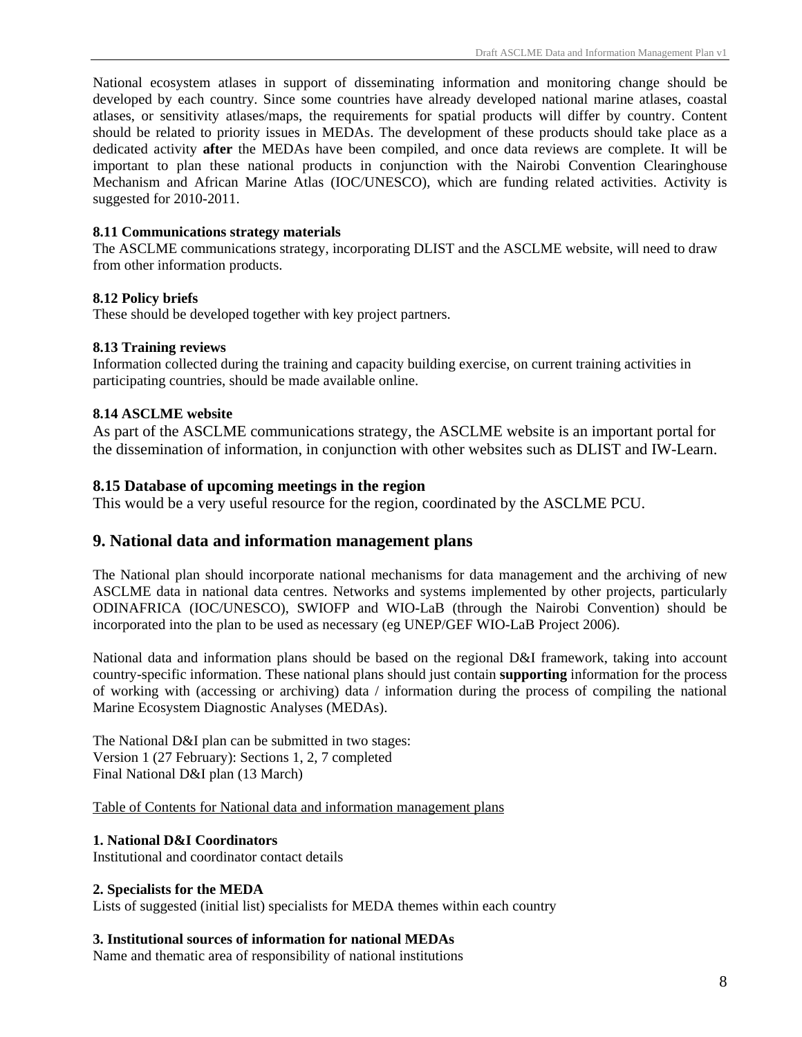National ecosystem atlases in support of disseminating information and monitoring change should be developed by each country. Since some countries have already developed national marine atlases, coastal atlases, or sensitivity atlases/maps, the requirements for spatial products will differ by country. Content should be related to priority issues in MEDAs. The development of these products should take place as a dedicated activity **after** the MEDAs have been compiled, and once data reviews are complete. It will be important to plan these national products in conjunction with the Nairobi Convention Clearinghouse Mechanism and African Marine Atlas (IOC/UNESCO), which are funding related activities. Activity is suggested for 2010-2011.

### 8.11 Communications strategy materials

The ASCLME communications strategy, incorporating DLIST and the ASCLME website, will need to draw from other information products.

### 8.12 Policy briefs

These should be developed together with key project partners.

### 8.13 Training reviews

Information collected during the training and capacity building exercise, on current training activities in participating countries, should be made available online.

### 8.14 ASCLME website

As part of the ASCLME communications strategy, the ASCLME website is an important portal for the dissemination of information, in conjunction with other websites such as DLIST and IW-Learn.

### 8.15 Database of upcoming meetings in the region

This would be a very useful resource for the region, coordinated by the ASCLME PCU.

## 9. National data and information management plans

The National plan should incorporate national mechanisms for data management and the archiving of new ASCLME data in national data centres. Networks and systems implemented by other projects, particularly ODINAFRICA (IOC/UNESCO), SWIOFP and WIO-LaB (through the Nairobi Convention) should be incorporated into the plan to be used as necessary (eg UNEP/GEF WIO-LaB Project 2006).

National data and information plans should be based on the regional D&I framework, taking into account country-specific information. These national plans should just contain **supporting** information for the process of working with (accessing or archiving) data / information during the process of compiling the national Marine Ecosystem Diagnostic Analyses (MEDAs).

The National D&I plan can be submitted in two stages:
Version 1 (27 February): Sections 1, 2, 7 completed
Final National D&I plan (13 March)

Table of Contents for National data and information management plans

**1. National D&I Coordinators**
Institutional and coordinator contact details

**2. Specialists for the MEDA**
Lists of suggested (initial list) specialists for MEDA themes within each country

**3. Institutional sources of information for national MEDAs**
Name and thematic area of responsibility of national institutions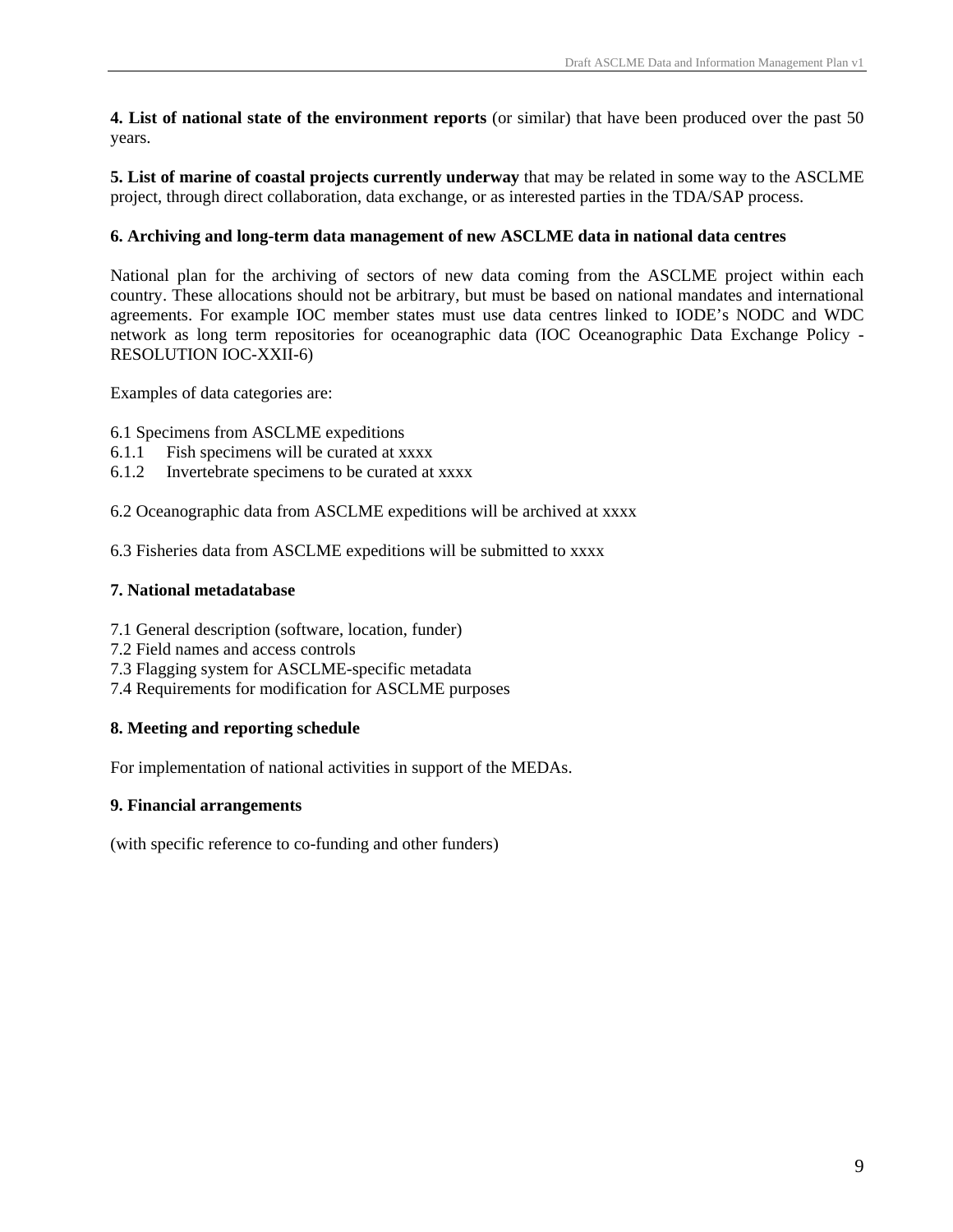**4. List of national state of the environment reports** (or similar) that have been produced over the past 50 years.

**5. List of marine of coastal projects currently underway** that may be related in some way to the ASCLME project, through direct collaboration, data exchange, or as interested parties in the TDA/SAP process.

**6. Archiving and long-term data management of new ASCLME data in national data centres**

National plan for the archiving of sectors of new data coming from the ASCLME project within each country. These allocations should not be arbitrary, but must be based on national mandates and international agreements. For example IOC member states must use data centres linked to IODE's NODC and WDC network as long term repositories for oceanographic data (IOC Oceanographic Data Exchange Policy - RESOLUTION IOC-XXII-6)

Examples of data categories are:

6.1 Specimens from ASCLME expeditions
6.1.1 Fish specimens will be curated at xxxx
6.1.2 Invertebrate specimens to be curated at xxxx

6.2 Oceanographic data from ASCLME expeditions will be archived at xxxx

6.3 Fisheries data from ASCLME expeditions will be submitted to xxxx

**7. National metadatabase**

7.1 General description (software, location, funder)
7.2 Field names and access controls
7.3 Flagging system for ASCLME-specific metadata
7.4 Requirements for modification for ASCLME purposes

**8. Meeting and reporting schedule**

For implementation of national activities in support of the MEDAs.

**9. Financial arrangements**

(with specific reference to co-funding and other funders)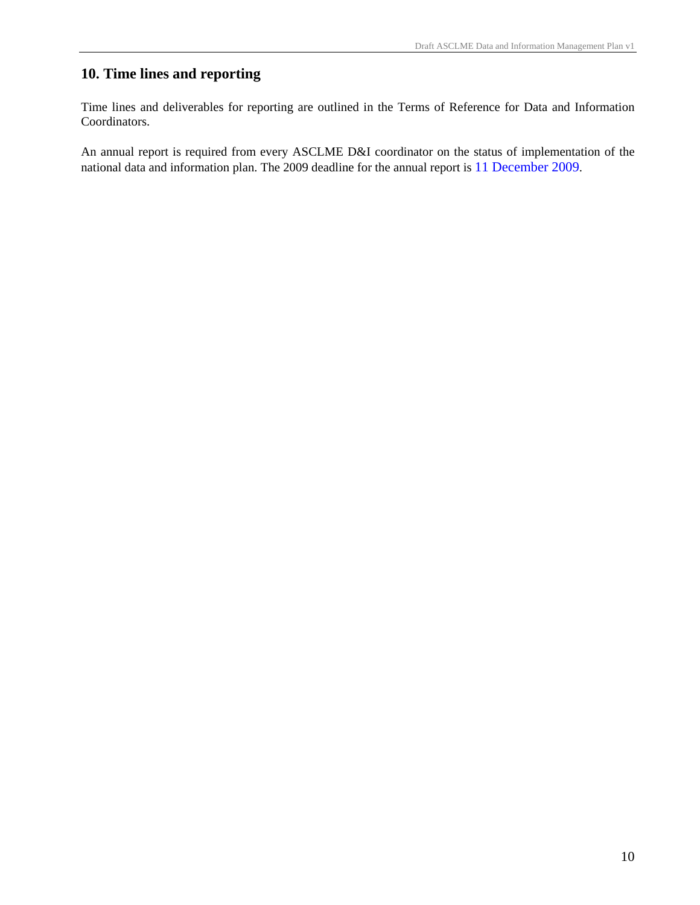## 10. Time lines and reporting

Time lines and deliverables for reporting are outlined in the Terms of Reference for Data and Information Coordinators.

An annual report is required from every ASCLME D&I coordinator on the status of implementation of the national data and information plan. The 2009 deadline for the annual report is 11 December 2009.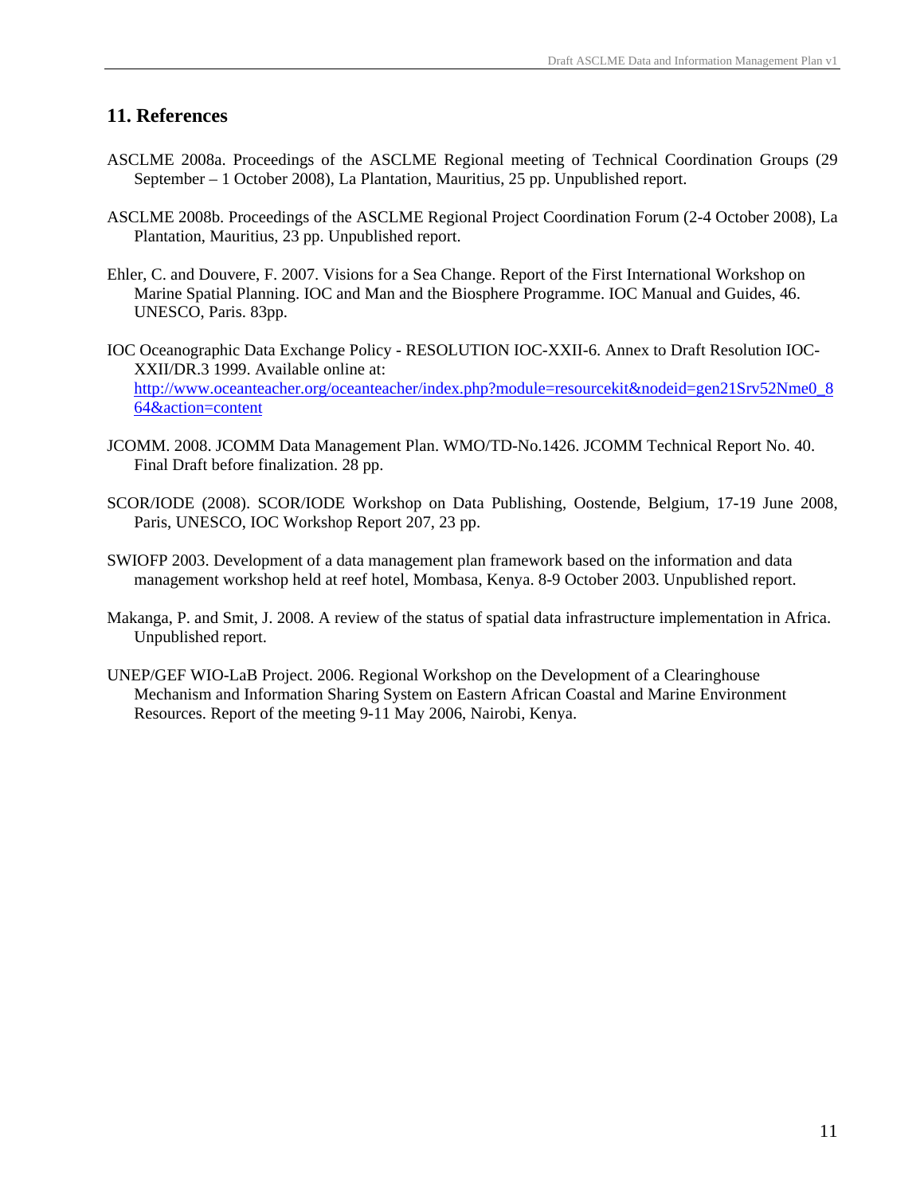## 11. References

ASCLME 2008a. Proceedings of the ASCLME Regional meeting of Technical Coordination Groups (29 September – 1 October 2008), La Plantation, Mauritius, 25 pp. Unpublished report.

ASCLME 2008b. Proceedings of the ASCLME Regional Project Coordination Forum (2-4 October 2008), La Plantation, Mauritius, 23 pp. Unpublished report.

Ehler, C. and Douvere, F. 2007. Visions for a Sea Change. Report of the First International Workshop on Marine Spatial Planning. IOC and Man and the Biosphere Programme. IOC Manual and Guides, 46. UNESCO, Paris. 83pp.

IOC Oceanographic Data Exchange Policy - RESOLUTION IOC-XXII-6. Annex to Draft Resolution IOC-XXII/DR.3 1999. Available online at: http://www.oceanteacher.org/oceanteacher/index.php?module=resourcekit&nodeid=gen21Srv52Nme0_864&action=content

JCOMM. 2008. JCOMM Data Management Plan. WMO/TD-No.1426. JCOMM Technical Report No. 40. Final Draft before finalization. 28 pp.

SCOR/IODE (2008). SCOR/IODE Workshop on Data Publishing, Oostende, Belgium, 17-19 June 2008, Paris, UNESCO, IOC Workshop Report 207, 23 pp.

SWIOFP 2003. Development of a data management plan framework based on the information and data management workshop held at reef hotel, Mombasa, Kenya. 8-9 October 2003. Unpublished report.

Makanga, P. and Smit, J. 2008. A review of the status of spatial data infrastructure implementation in Africa. Unpublished report.

UNEP/GEF WIO-LaB Project. 2006. Regional Workshop on the Development of a Clearinghouse Mechanism and Information Sharing System on Eastern African Coastal and Marine Environment Resources. Report of the meeting 9-11 May 2006, Nairobi, Kenya.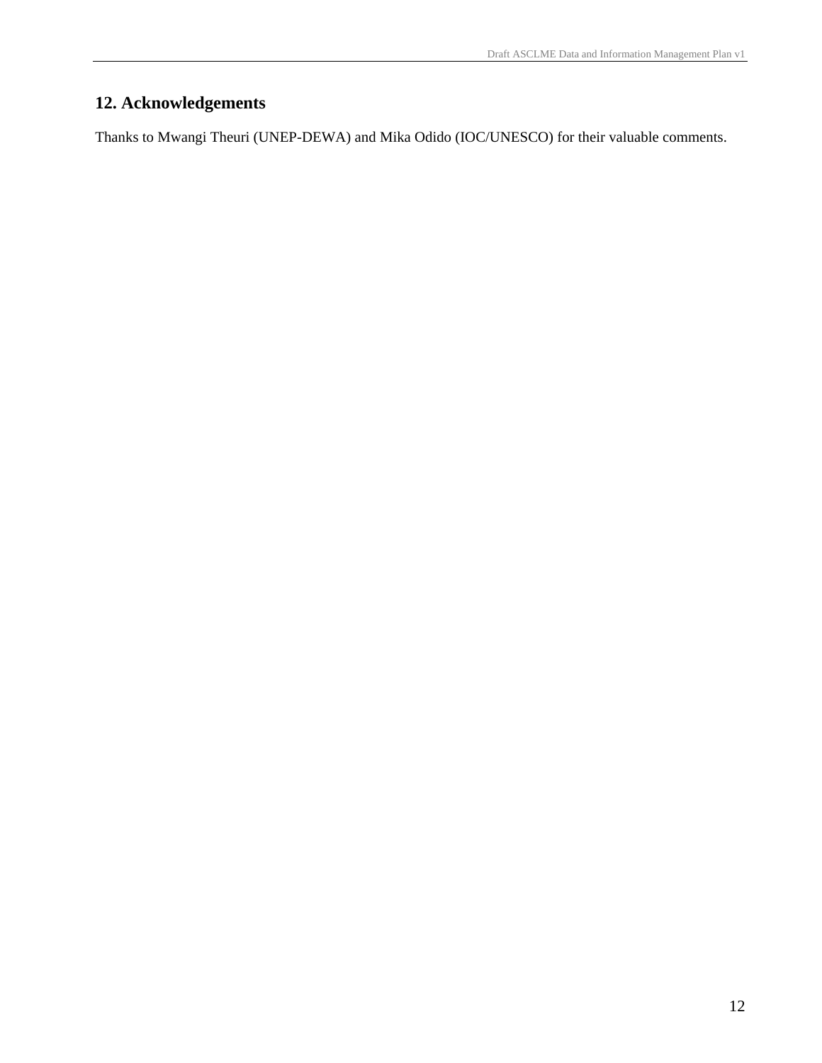## 12. Acknowledgements

Thanks to Mwangi Theuri (UNEP-DEWA) and Mika Odido (IOC/UNESCO) for their valuable comments.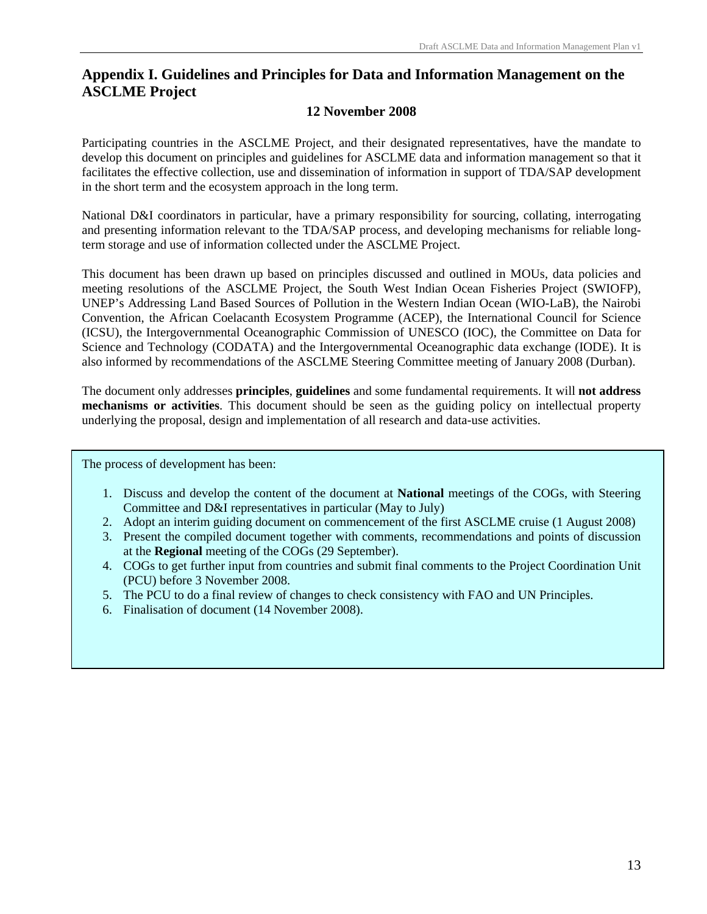# Appendix I. Guidelines and Principles for Data and Information Management on the ASCLME Project

**12 November 2008**

Participating countries in the ASCLME Project, and their designated representatives, have the mandate to develop this document on principles and guidelines for ASCLME data and information management so that it facilitates the effective collection, use and dissemination of information in support of TDA/SAP development in the short term and the ecosystem approach in the long term.

National D&I coordinators in particular, have a primary responsibility for sourcing, collating, interrogating and presenting information relevant to the TDA/SAP process, and developing mechanisms for reliable long-term storage and use of information collected under the ASCLME Project.

This document has been drawn up based on principles discussed and outlined in MOUs, data policies and meeting resolutions of the ASCLME Project, the South West Indian Ocean Fisheries Project (SWIOFP), UNEP's Addressing Land Based Sources of Pollution in the Western Indian Ocean (WIO-LaB), the Nairobi Convention, the African Coelacanth Ecosystem Programme (ACEP), the International Council for Science (ICSU), the Intergovernmental Oceanographic Commission of UNESCO (IOC), the Committee on Data for Science and Technology (CODATA) and the Intergovernmental Oceanographic data exchange (IODE). It is also informed by recommendations of the ASCLME Steering Committee meeting of January 2008 (Durban).

The document only addresses **principles**, **guidelines** and some fundamental requirements. It will **not address mechanisms or activities**. This document should be seen as the guiding policy on intellectual property underlying the proposal, design and implementation of all research and data-use activities.

The process of development has been:

1. Discuss and develop the content of the document at **National** meetings of the COGs, with Steering Committee and D&I representatives in particular (May to July)
2. Adopt an interim guiding document on commencement of the first ASCLME cruise (1 August 2008)
3. Present the compiled document together with comments, recommendations and points of discussion at the **Regional** meeting of the COGs (29 September).
4. COGs to get further input from countries and submit final comments to the Project Coordination Unit (PCU) before 3 November 2008.
5. The PCU to do a final review of changes to check consistency with FAO and UN Principles.
6. Finalisation of document (14 November 2008).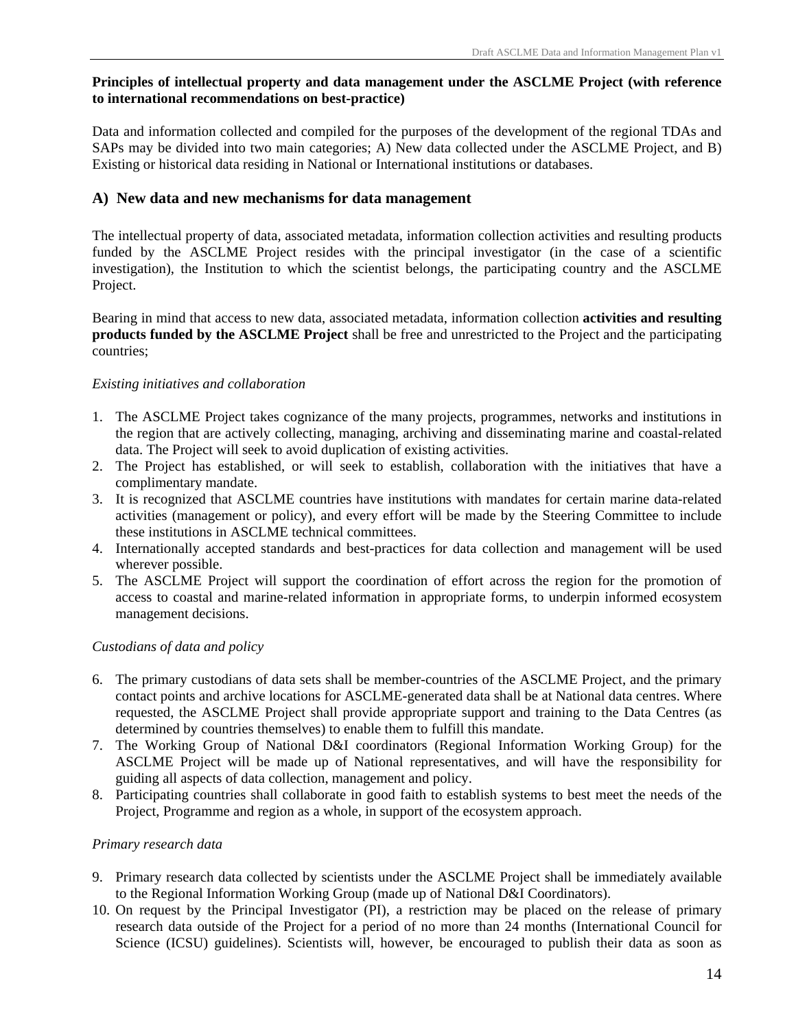**Principles of intellectual property and data management under the ASCLME Project (with reference to international recommendations on best-practice)**

Data and information collected and compiled for the purposes of the development of the regional TDAs and SAPs may be divided into two main categories; A) New data collected under the ASCLME Project, and B) Existing or historical data residing in National or International institutions or databases.

## A) New data and new mechanisms for data management

The intellectual property of data, associated metadata, information collection activities and resulting products funded by the ASCLME Project resides with the principal investigator (in the case of a scientific investigation), the Institution to which the scientist belongs, the participating country and the ASCLME Project.

Bearing in mind that access to new data, associated metadata, information collection **activities and resulting products funded by the ASCLME Project** shall be free and unrestricted to the Project and the participating countries;

*Existing initiatives and collaboration*

1. The ASCLME Project takes cognizance of the many projects, programmes, networks and institutions in the region that are actively collecting, managing, archiving and disseminating marine and coastal-related data. The Project will seek to avoid duplication of existing activities.
2. The Project has established, or will seek to establish, collaboration with the initiatives that have a complimentary mandate.
3. It is recognized that ASCLME countries have institutions with mandates for certain marine data-related activities (management or policy), and every effort will be made by the Steering Committee to include these institutions in ASCLME technical committees.
4. Internationally accepted standards and best-practices for data collection and management will be used wherever possible.
5. The ASCLME Project will support the coordination of effort across the region for the promotion of access to coastal and marine-related information in appropriate forms, to underpin informed ecosystem management decisions.

*Custodians of data and policy*

6. The primary custodians of data sets shall be member-countries of the ASCLME Project, and the primary contact points and archive locations for ASCLME-generated data shall be at National data centres. Where requested, the ASCLME Project shall provide appropriate support and training to the Data Centres (as determined by countries themselves) to enable them to fulfill this mandate.
7. The Working Group of National D&I coordinators (Regional Information Working Group) for the ASCLME Project will be made up of National representatives, and will have the responsibility for guiding all aspects of data collection, management and policy.
8. Participating countries shall collaborate in good faith to establish systems to best meet the needs of the Project, Programme and region as a whole, in support of the ecosystem approach.

*Primary research data*

9. Primary research data collected by scientists under the ASCLME Project shall be immediately available to the Regional Information Working Group (made up of National D&I Coordinators).
10. On request by the Principal Investigator (PI), a restriction may be placed on the release of primary research data outside of the Project for a period of no more than 24 months (International Council for Science (ICSU) guidelines). Scientists will, however, be encouraged to publish their data as soon as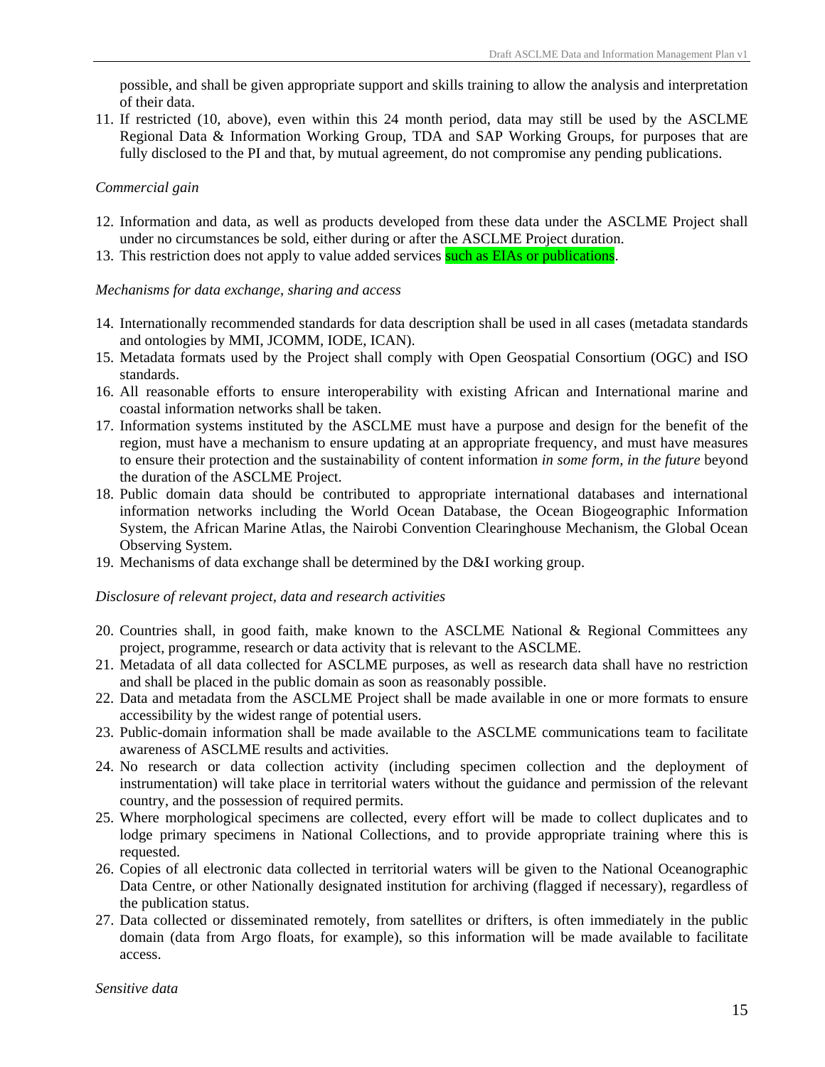possible, and shall be given appropriate support and skills training to allow the analysis and interpretation of their data.

11. If restricted (10, above), even within this 24 month period, data may still be used by the ASCLME Regional Data & Information Working Group, TDA and SAP Working Groups, for purposes that are fully disclosed to the PI and that, by mutual agreement, do not compromise any pending publications.

*Commercial gain*

12. Information and data, as well as products developed from these data under the ASCLME Project shall under no circumstances be sold, either during or after the ASCLME Project duration.
13. This restriction does not apply to value added services such as EIAs or publications.

*Mechanisms for data exchange, sharing and access*

14. Internationally recommended standards for data description shall be used in all cases (metadata standards and ontologies by MMI, JCOMM, IODE, ICAN).
15. Metadata formats used by the Project shall comply with Open Geospatial Consortium (OGC) and ISO standards.
16. All reasonable efforts to ensure interoperability with existing African and International marine and coastal information networks shall be taken.
17. Information systems instituted by the ASCLME must have a purpose and design for the benefit of the region, must have a mechanism to ensure updating at an appropriate frequency, and must have measures to ensure their protection and the sustainability of content information *in some form, in the future* beyond the duration of the ASCLME Project.
18. Public domain data should be contributed to appropriate international databases and international information networks including the World Ocean Database, the Ocean Biogeographic Information System, the African Marine Atlas, the Nairobi Convention Clearinghouse Mechanism, the Global Ocean Observing System.
19. Mechanisms of data exchange shall be determined by the D&I working group.

*Disclosure of relevant project, data and research activities*

20. Countries shall, in good faith, make known to the ASCLME National & Regional Committees any project, programme, research or data activity that is relevant to the ASCLME.
21. Metadata of all data collected for ASCLME purposes, as well as research data shall have no restriction and shall be placed in the public domain as soon as reasonably possible.
22. Data and metadata from the ASCLME Project shall be made available in one or more formats to ensure accessibility by the widest range of potential users.
23. Public-domain information shall be made available to the ASCLME communications team to facilitate awareness of ASCLME results and activities.
24. No research or data collection activity (including specimen collection and the deployment of instrumentation) will take place in territorial waters without the guidance and permission of the relevant country, and the possession of required permits.
25. Where morphological specimens are collected, every effort will be made to collect duplicates and to lodge primary specimens in National Collections, and to provide appropriate training where this is requested.
26. Copies of all electronic data collected in territorial waters will be given to the National Oceanographic Data Centre, or other Nationally designated institution for archiving (flagged if necessary), regardless of the publication status.
27. Data collected or disseminated remotely, from satellites or drifters, is often immediately in the public domain (data from Argo floats, for example), so this information will be made available to facilitate access.

*Sensitive data*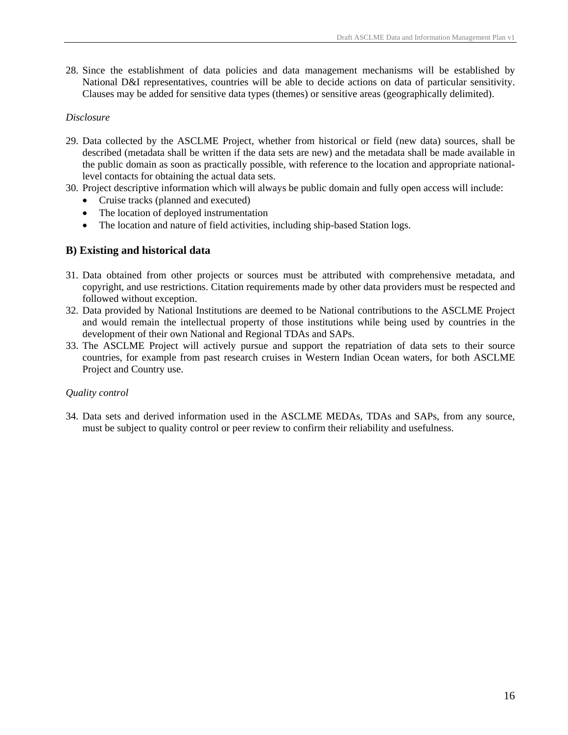28. Since the establishment of data policies and data management mechanisms will be established by National D&I representatives, countries will be able to decide actions on data of particular sensitivity. Clauses may be added for sensitive data types (themes) or sensitive areas (geographically delimited).

*Disclosure*

29. Data collected by the ASCLME Project, whether from historical or field (new data) sources, shall be described (metadata shall be written if the data sets are new) and the metadata shall be made available in the public domain as soon as practically possible, with reference to the location and appropriate national-level contacts for obtaining the actual data sets.
30. Project descriptive information which will always be public domain and fully open access will include:
    - Cruise tracks (planned and executed)
    - The location of deployed instrumentation
    - The location and nature of field activities, including ship-based Station logs.

## B) Existing and historical data

31. Data obtained from other projects or sources must be attributed with comprehensive metadata, and copyright, and use restrictions. Citation requirements made by other data providers must be respected and followed without exception.
32. Data provided by National Institutions are deemed to be National contributions to the ASCLME Project and would remain the intellectual property of those institutions while being used by countries in the development of their own National and Regional TDAs and SAPs.
33. The ASCLME Project will actively pursue and support the repatriation of data sets to their source countries, for example from past research cruises in Western Indian Ocean waters, for both ASCLME Project and Country use.

*Quality control*

34. Data sets and derived information used in the ASCLME MEDAs, TDAs and SAPs, from any source, must be subject to quality control or peer review to confirm their reliability and usefulness.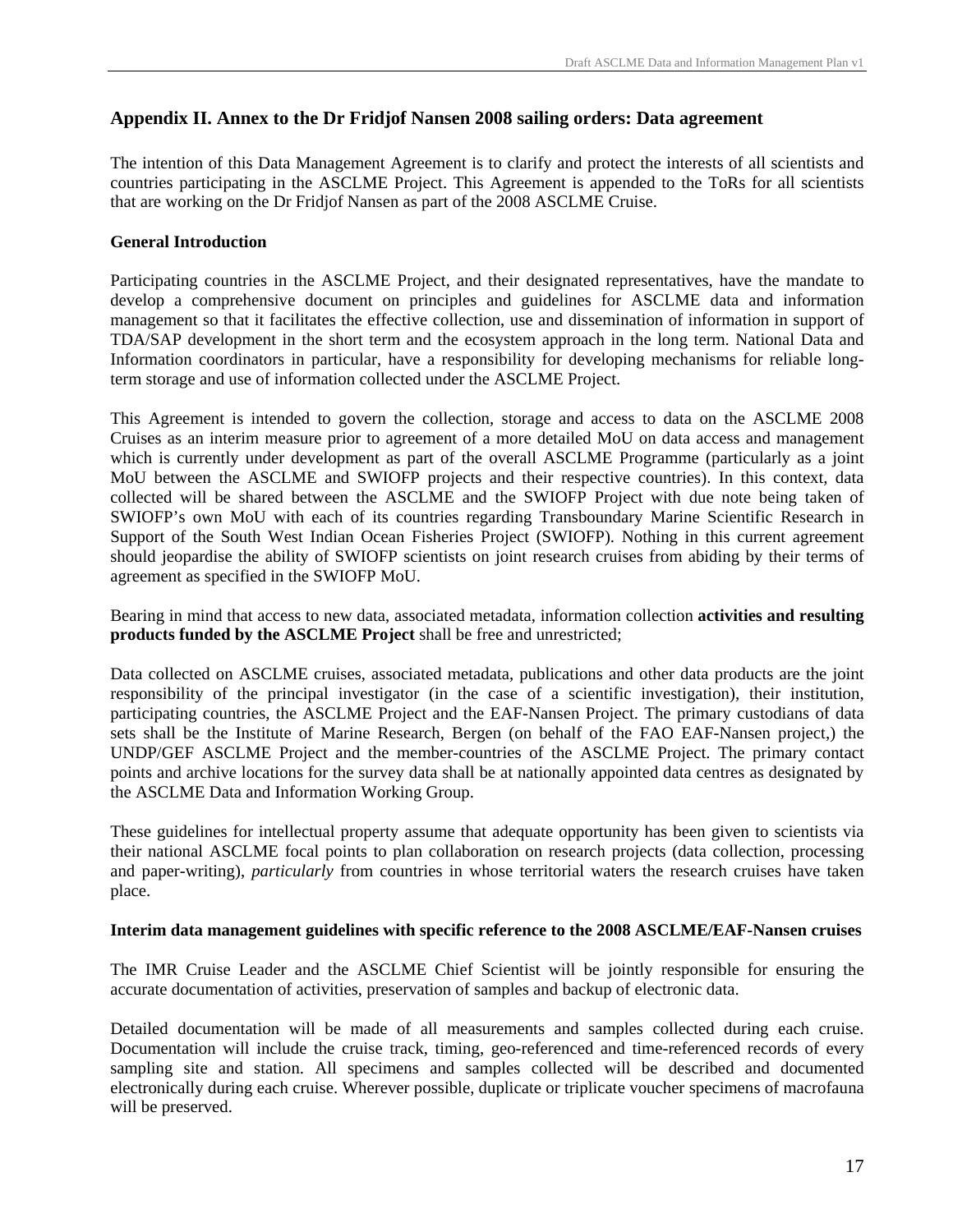## Appendix II. Annex to the Dr Fridjof Nansen 2008 sailing orders: Data agreement

The intention of this Data Management Agreement is to clarify and protect the interests of all scientists and countries participating in the ASCLME Project. This Agreement is appended to the ToRs for all scientists that are working on the Dr Fridjof Nansen as part of the 2008 ASCLME Cruise.

### General Introduction

Participating countries in the ASCLME Project, and their designated representatives, have the mandate to develop a comprehensive document on principles and guidelines for ASCLME data and information management so that it facilitates the effective collection, use and dissemination of information in support of TDA/SAP development in the short term and the ecosystem approach in the long term. National Data and Information coordinators in particular, have a responsibility for developing mechanisms for reliable long-term storage and use of information collected under the ASCLME Project.

This Agreement is intended to govern the collection, storage and access to data on the ASCLME 2008 Cruises as an interim measure prior to agreement of a more detailed MoU on data access and management which is currently under development as part of the overall ASCLME Programme (particularly as a joint MoU between the ASCLME and SWIOFP projects and their respective countries). In this context, data collected will be shared between the ASCLME and the SWIOFP Project with due note being taken of SWIOFP's own MoU with each of its countries regarding Transboundary Marine Scientific Research in Support of the South West Indian Ocean Fisheries Project (SWIOFP). Nothing in this current agreement should jeopardise the ability of SWIOFP scientists on joint research cruises from abiding by their terms of agreement as specified in the SWIOFP MoU.

Bearing in mind that access to new data, associated metadata, information collection **activities and resulting products funded by the ASCLME Project** shall be free and unrestricted;

Data collected on ASCLME cruises, associated metadata, publications and other data products are the joint responsibility of the principal investigator (in the case of a scientific investigation), their institution, participating countries, the ASCLME Project and the EAF-Nansen Project. The primary custodians of data sets shall be the Institute of Marine Research, Bergen (on behalf of the FAO EAF-Nansen project,) the UNDP/GEF ASCLME Project and the member-countries of the ASCLME Project. The primary contact points and archive locations for the survey data shall be at nationally appointed data centres as designated by the ASCLME Data and Information Working Group.

These guidelines for intellectual property assume that adequate opportunity has been given to scientists via their national ASCLME focal points to plan collaboration on research projects (data collection, processing and paper-writing), *particularly* from countries in whose territorial waters the research cruises have taken place.

### Interim data management guidelines with specific reference to the 2008 ASCLME/EAF-Nansen cruises

The IMR Cruise Leader and the ASCLME Chief Scientist will be jointly responsible for ensuring the accurate documentation of activities, preservation of samples and backup of electronic data.

Detailed documentation will be made of all measurements and samples collected during each cruise. Documentation will include the cruise track, timing, geo-referenced and time-referenced records of every sampling site and station. All specimens and samples collected will be described and documented electronically during each cruise. Wherever possible, duplicate or triplicate voucher specimens of macrofauna will be preserved.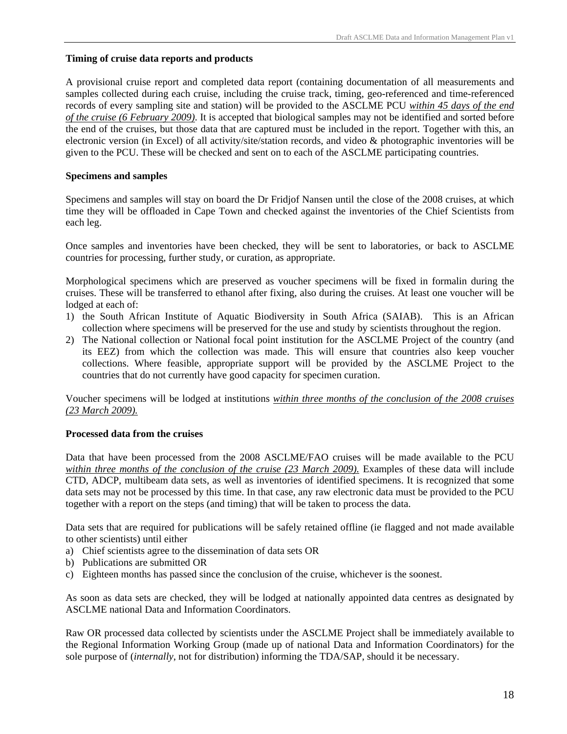**Timing of cruise data reports and products**

A provisional cruise report and completed data report (containing documentation of all measurements and samples collected during each cruise, including the cruise track, timing, geo-referenced and time-referenced records of every sampling site and station) will be provided to the ASCLME PCU *within 45 days of the end of the cruise (6 February 2009)*. It is accepted that biological samples may not be identified and sorted before the end of the cruises, but those data that are captured must be included in the report. Together with this, an electronic version (in Excel) of all activity/site/station records, and video & photographic inventories will be given to the PCU. These will be checked and sent on to each of the ASCLME participating countries.

**Specimens and samples**

Specimens and samples will stay on board the Dr Fridjof Nansen until the close of the 2008 cruises, at which time they will be offloaded in Cape Town and checked against the inventories of the Chief Scientists from each leg.

Once samples and inventories have been checked, they will be sent to laboratories, or back to ASCLME countries for processing, further study, or curation, as appropriate.

Morphological specimens which are preserved as voucher specimens will be fixed in formalin during the cruises. These will be transferred to ethanol after fixing, also during the cruises. At least one voucher will be lodged at each of:

1) the South African Institute of Aquatic Biodiversity in South Africa (SAIAB). This is an African collection where specimens will be preserved for the use and study by scientists throughout the region.
2) The National collection or National focal point institution for the ASCLME Project of the country (and its EEZ) from which the collection was made. This will ensure that countries also keep voucher collections. Where feasible, appropriate support will be provided by the ASCLME Project to the countries that do not currently have good capacity for specimen curation.

Voucher specimens will be lodged at institutions *within three months of the conclusion of the 2008 cruises (23 March 2009).*

**Processed data from the cruises**

Data that have been processed from the 2008 ASCLME/FAO cruises will be made available to the PCU *within three months of the conclusion of the cruise (23 March 2009).* Examples of these data will include CTD, ADCP, multibeam data sets, as well as inventories of identified specimens. It is recognized that some data sets may not be processed by this time. In that case, any raw electronic data must be provided to the PCU together with a report on the steps (and timing) that will be taken to process the data.

Data sets that are required for publications will be safely retained offline (ie flagged and not made available to other scientists) until either

a) Chief scientists agree to the dissemination of data sets OR
b) Publications are submitted OR
c) Eighteen months has passed since the conclusion of the cruise, whichever is the soonest.

As soon as data sets are checked, they will be lodged at nationally appointed data centres as designated by ASCLME national Data and Information Coordinators.

Raw OR processed data collected by scientists under the ASCLME Project shall be immediately available to the Regional Information Working Group (made up of national Data and Information Coordinators) for the sole purpose of (*internally*, not for distribution) informing the TDA/SAP, should it be necessary.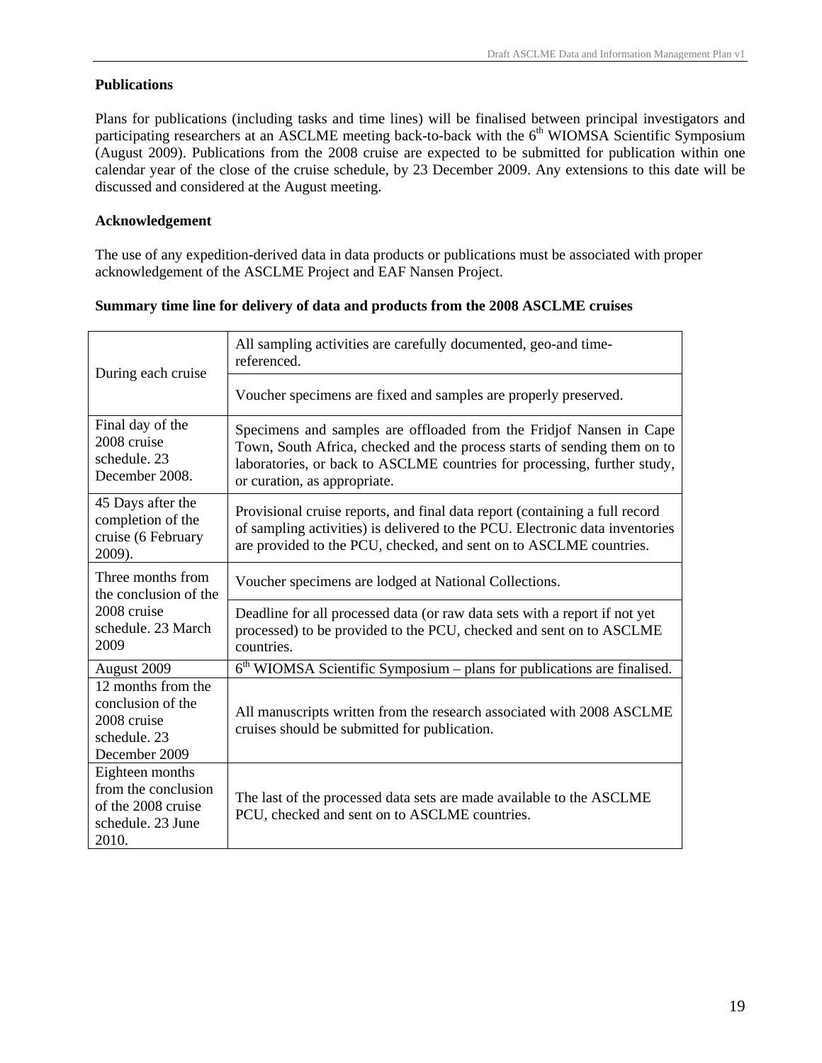**Publications**

Plans for publications (including tasks and time lines) will be finalised between principal investigators and participating researchers at an ASCLME meeting back-to-back with the 6th WIOMSA Scientific Symposium (August 2009). Publications from the 2008 cruise are expected to be submitted for publication within one calendar year of the close of the cruise schedule, by 23 December 2009. Any extensions to this date will be discussed and considered at the August meeting.

**Acknowledgement**

The use of any expedition-derived data in data products or publications must be associated with proper acknowledgement of the ASCLME Project and EAF Nansen Project.

**Summary time line for delivery of data and products from the 2008 ASCLME cruises**

| | |
|---|---|
| During each cruise | All sampling activities are carefully documented, geo-and time-referenced. |
| | Voucher specimens are fixed and samples are properly preserved. |
| Final day of the 2008 cruise schedule. 23 December 2008. | Specimens and samples are offloaded from the Fridjof Nansen in Cape Town, South Africa, checked and the process starts of sending them on to laboratories, or back to ASCLME countries for processing, further study, or curation, as appropriate. |
| 45 Days after the completion of the cruise (6 February 2009). | Provisional cruise reports, and final data report (containing a full record of sampling activities) is delivered to the PCU. Electronic data inventories are provided to the PCU, checked, and sent on to ASCLME countries. |
| Three months from the conclusion of the 2008 cruise schedule. 23 March 2009 | Voucher specimens are lodged at National Collections. |
| | Deadline for all processed data (or raw data sets with a report if not yet processed) to be provided to the PCU, checked and sent on to ASCLME countries. |
| August 2009 | 6th WIOMSA Scientific Symposium – plans for publications are finalised. |
| 12 months from the conclusion of the 2008 cruise schedule. 23 December 2009 | All manuscripts written from the research associated with 2008 ASCLME cruises should be submitted for publication. |
| Eighteen months from the conclusion of the 2008 cruise schedule. 23 June 2010. | The last of the processed data sets are made available to the ASCLME PCU, checked and sent on to ASCLME countries. |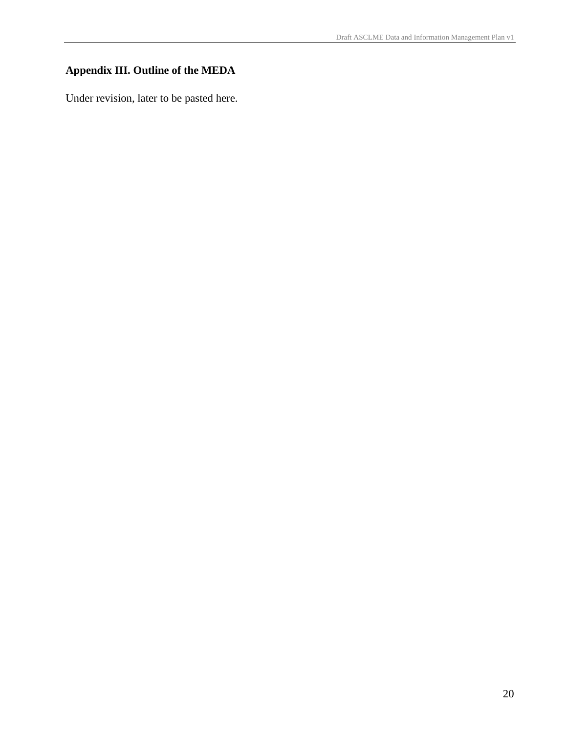## Appendix III. Outline of the MEDA

Under revision, later to be pasted here.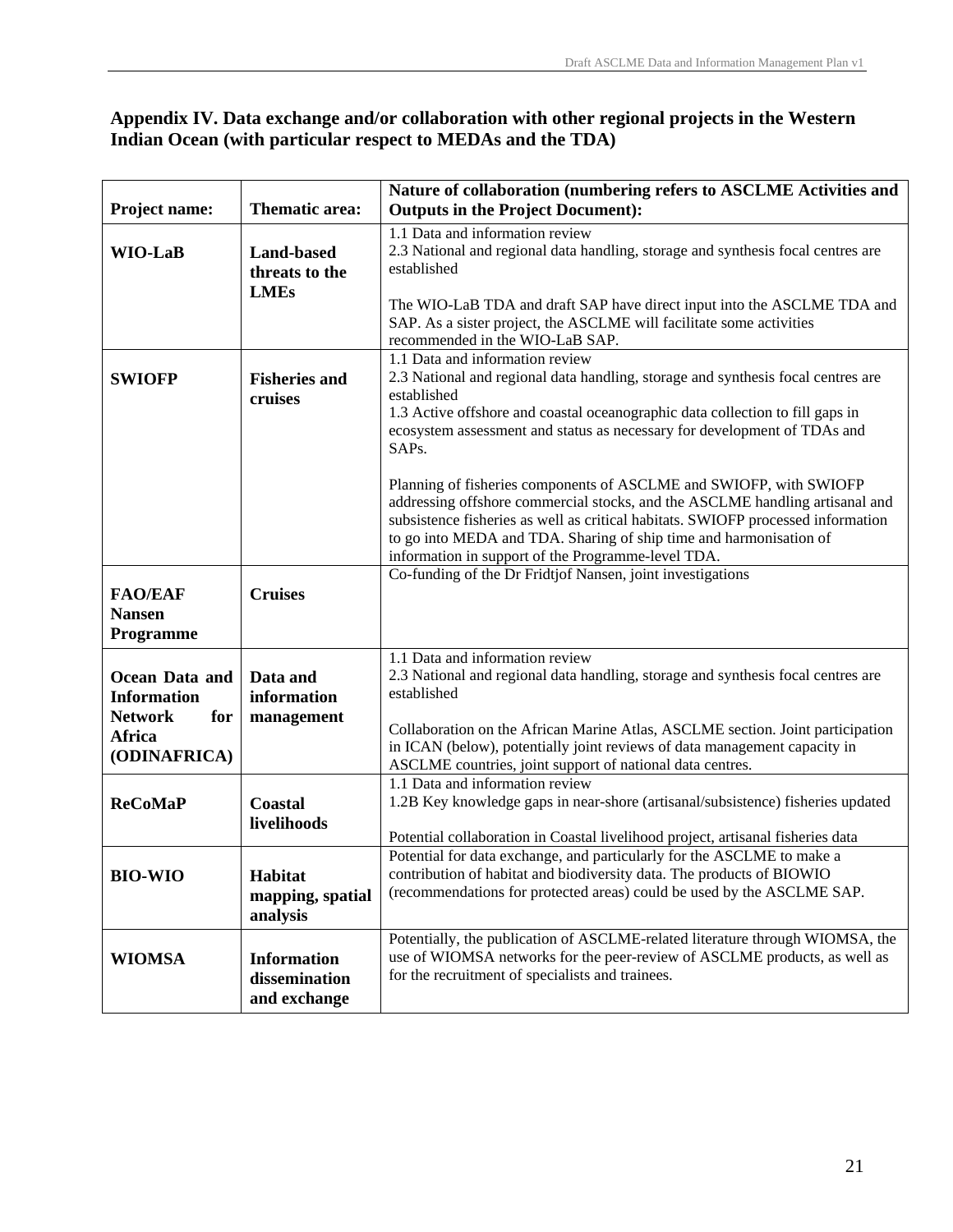## Appendix IV. Data exchange and/or collaboration with other regional projects in the Western Indian Ocean (with particular respect to MEDAs and the TDA)

| Project name: | Thematic area: | Nature of collaboration (numbering refers to ASCLME Activities and Outputs in the Project Document): |
|---|---|---|
| **WIO-LaB** | **Land-based threats to the LMEs** | 1.1 Data and information review<br>2.3 National and regional data handling, storage and synthesis focal centres are established<br><br>The WIO-LaB TDA and draft SAP have direct input into the ASCLME TDA and SAP. As a sister project, the ASCLME will facilitate some activities recommended in the WIO-LaB SAP. |
| **SWIOFP** | **Fisheries and cruises** | 1.1 Data and information review<br>2.3 National and regional data handling, storage and synthesis focal centres are established<br>1.3 Active offshore and coastal oceanographic data collection to fill gaps in ecosystem assessment and status as necessary for development of TDAs and SAPs.<br><br>Planning of fisheries components of ASCLME and SWIOFP, with SWIOFP addressing offshore commercial stocks, and the ASCLME handling artisanal and subsistence fisheries as well as critical habitats. SWIOFP processed information to go into MEDA and TDA. Sharing of ship time and harmonisation of information in support of the Programme-level TDA. |
| **FAO/EAF Nansen Programme** | **Cruises** | Co-funding of the Dr Fridtjof Nansen, joint investigations |
| **Ocean Data and Information Network for Africa (ODINAFRICA)** | **Data and information management** | 1.1 Data and information review<br>2.3 National and regional data handling, storage and synthesis focal centres are established<br><br>Collaboration on the African Marine Atlas, ASCLME section. Joint participation in ICAN (below), potentially joint reviews of data management capacity in ASCLME countries, joint support of national data centres. |
| **ReCoMaP** | **Coastal livelihoods** | 1.1 Data and information review<br>1.2B Key knowledge gaps in near-shore (artisanal/subsistence) fisheries updated<br><br>Potential collaboration in Coastal livelihood project, artisanal fisheries data |
| **BIO-WIO** | **Habitat mapping, spatial analysis** | Potential for data exchange, and particularly for the ASCLME to make a contribution of habitat and biodiversity data. The products of BIOWIO (recommendations for protected areas) could be used by the ASCLME SAP. |
| **WIOMSA** | **Information dissemination and exchange** | Potentially, the publication of ASCLME-related literature through WIOMSA, the use of WIOMSA networks for the peer-review of ASCLME products, as well as for the recruitment of specialists and trainees. |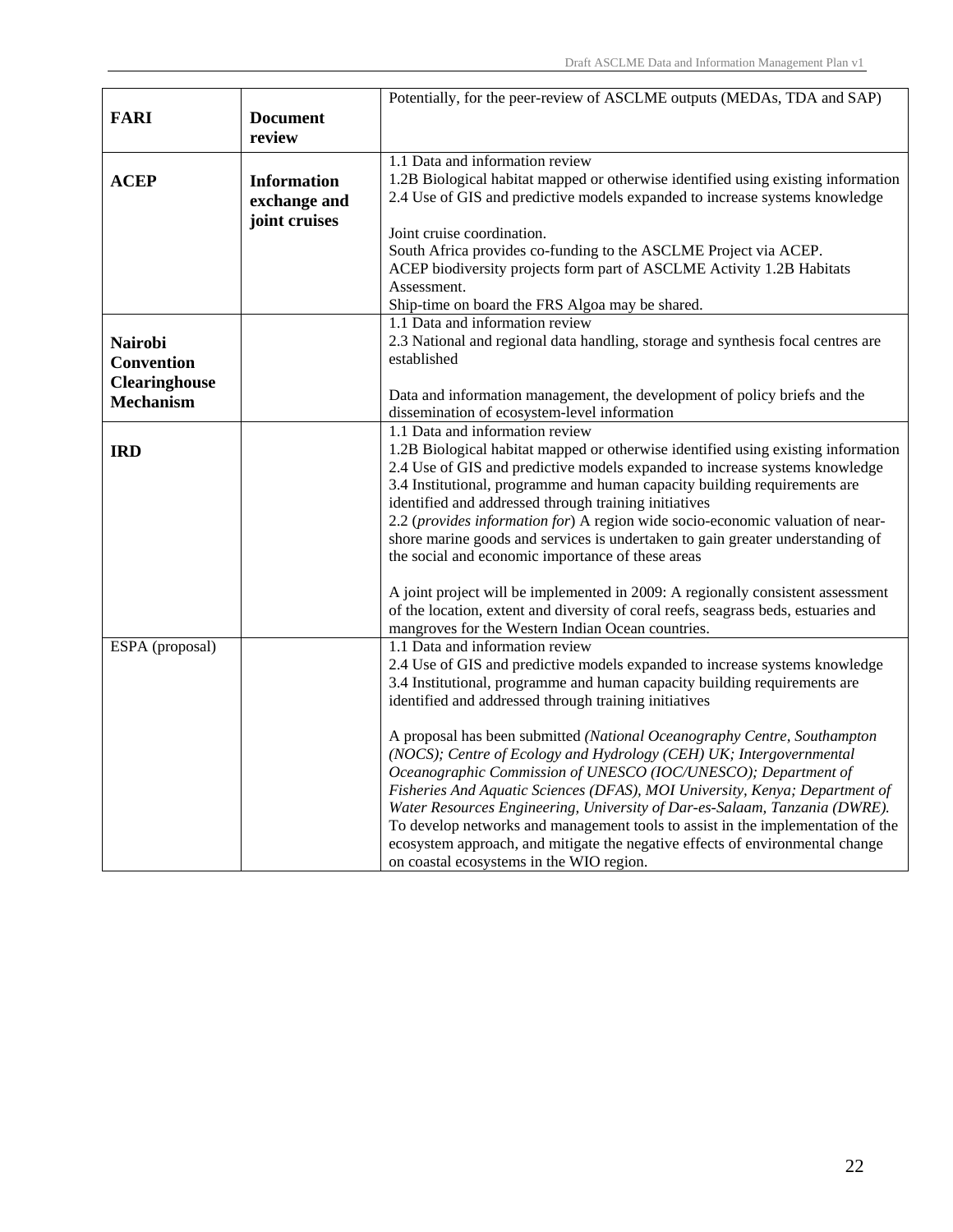| | | |
|---|---|---|
| **FARI** | **Document review** | Potentially, for the peer-review of ASCLME outputs (MEDAs, TDA and SAP) |
| **ACEP** | **Information exchange and joint cruises** | 1.1 Data and information review<br>1.2B Biological habitat mapped or otherwise identified using existing information<br>2.4 Use of GIS and predictive models expanded to increase systems knowledge<br><br>Joint cruise coordination.<br>South Africa provides co-funding to the ASCLME Project via ACEP.<br>ACEP biodiversity projects form part of ASCLME Activity 1.2B Habitats Assessment.<br>Ship-time on board the FRS Algoa may be shared. |
| **Nairobi Convention Clearinghouse Mechanism** | | 1.1 Data and information review<br>2.3 National and regional data handling, storage and synthesis focal centres are established<br><br>Data and information management, the development of policy briefs and the dissemination of ecosystem-level information |
| **IRD** | | 1.1 Data and information review<br>1.2B Biological habitat mapped or otherwise identified using existing information<br>2.4 Use of GIS and predictive models expanded to increase systems knowledge<br>3.4 Institutional, programme and human capacity building requirements are identified and addressed through training initiatives<br>2.2 (*provides information for*) A region wide socio-economic valuation of near-shore marine goods and services is undertaken to gain greater understanding of the social and economic importance of these areas<br><br>A joint project will be implemented in 2009: A regionally consistent assessment of the location, extent and diversity of coral reefs, seagrass beds, estuaries and mangroves for the Western Indian Ocean countries. |
| ESPA (proposal) | | 1.1 Data and information review<br>2.4 Use of GIS and predictive models expanded to increase systems knowledge<br>3.4 Institutional, programme and human capacity building requirements are identified and addressed through training initiatives<br><br>A proposal has been submitted *(National Oceanography Centre, Southampton (NOCS); Centre of Ecology and Hydrology (CEH) UK; Intergovernmental Oceanographic Commission of UNESCO (IOC/UNESCO); Department of Fisheries And Aquatic Sciences (DFAS), MOI University, Kenya; Department of Water Resources Engineering, University of Dar-es-Salaam, Tanzania (DWRE).* To develop networks and management tools to assist in the implementation of the ecosystem approach, and mitigate the negative effects of environmental change on coastal ecosystems in the WIO region. |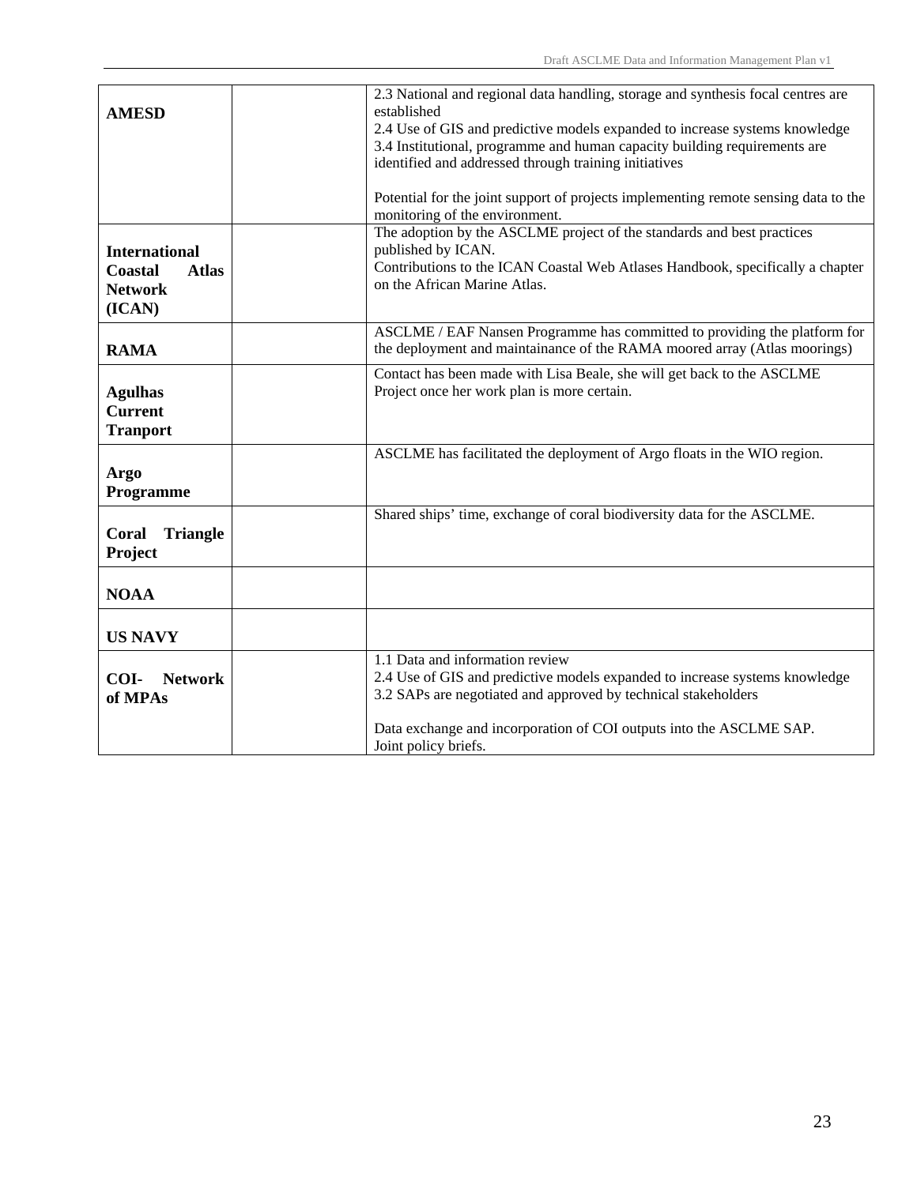| | | |
|---|---|---|
| **AMESD** | | 2.3 National and regional data handling, storage and synthesis focal centres are established<br>2.4 Use of GIS and predictive models expanded to increase systems knowledge<br>3.4 Institutional, programme and human capacity building requirements are identified and addressed through training initiatives<br><br>Potential for the joint support of projects implementing remote sensing data to the monitoring of the environment. |
| **International Coastal Atlas Network (ICAN)** | | The adoption by the ASCLME project of the standards and best practices published by ICAN.<br>Contributions to the ICAN Coastal Web Atlases Handbook, specifically a chapter on the African Marine Atlas. |
| **RAMA** | | ASCLME / EAF Nansen Programme has committed to providing the platform for the deployment and maintainance of the RAMA moored array (Atlas moorings) |
| **Agulhas Current Tranport** | | Contact has been made with Lisa Beale, she will get back to the ASCLME Project once her work plan is more certain. |
| **Argo Programme** | | ASCLME has facilitated the deployment of Argo floats in the WIO region. |
| **Coral Triangle Project** | | Shared ships' time, exchange of coral biodiversity data for the ASCLME. |
| **NOAA** | | |
| **US NAVY** | | |
| **COI- Network of MPAs** | | 1.1 Data and information review<br>2.4 Use of GIS and predictive models expanded to increase systems knowledge<br>3.2 SAPs are negotiated and approved by technical stakeholders<br><br>Data exchange and incorporation of COI outputs into the ASCLME SAP.<br>Joint policy briefs. |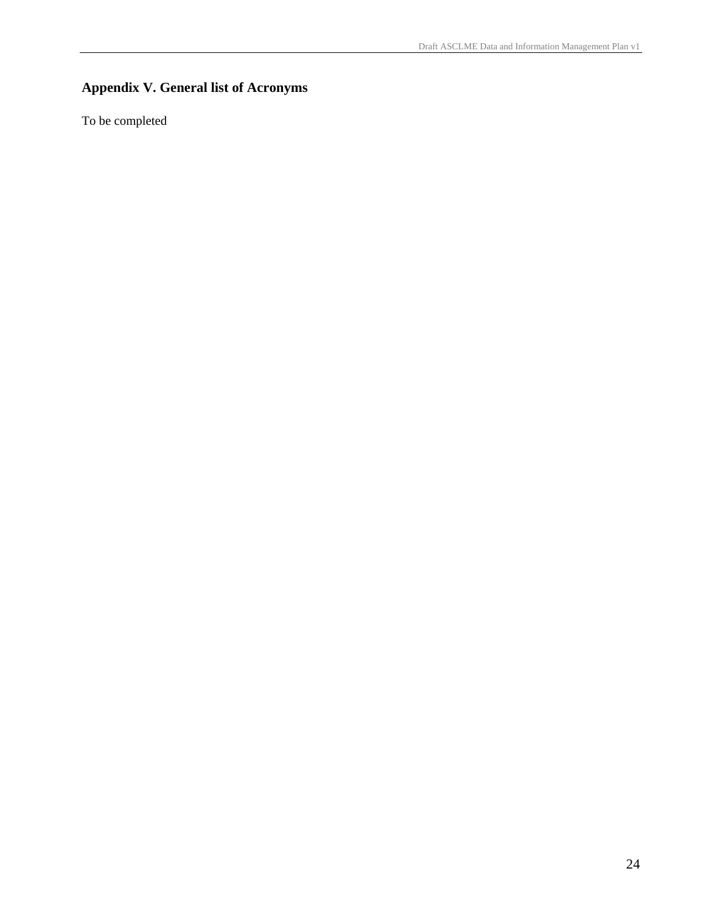## Appendix V. General list of Acronyms

To be completed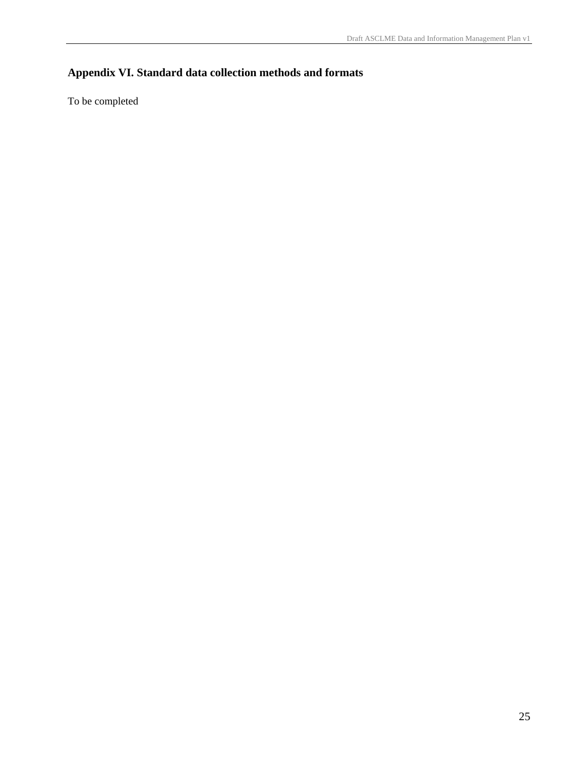## Appendix VI. Standard data collection methods and formats

To be completed